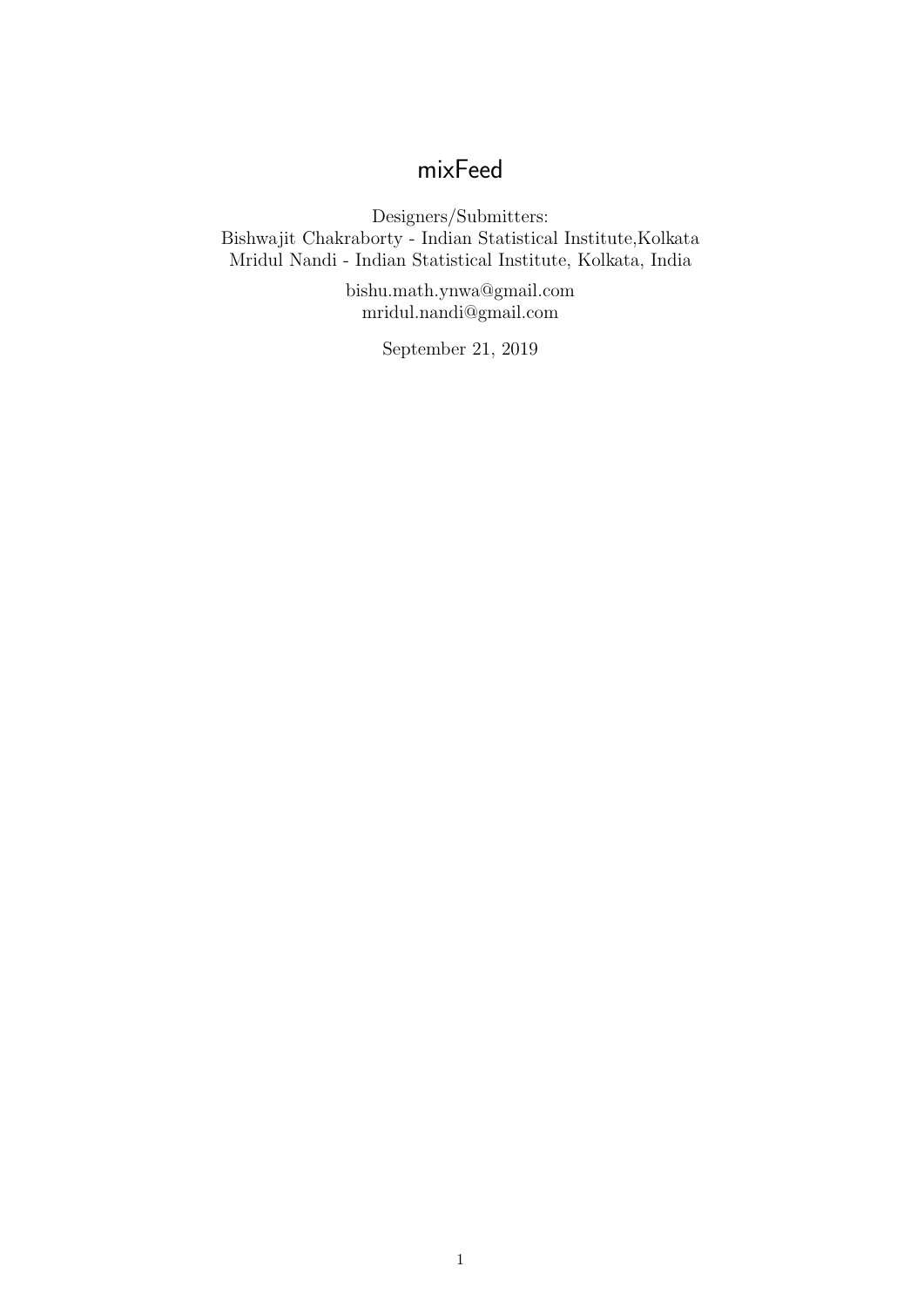# mixFeed

Designers/Submitters:
Bishwajit Chakraborty - Indian Statistical Institute,Kolkata
Mridul Nandi - Indian Statistical Institute, Kolkata, India

bishu.math.ynwa@gmail.com
mridul.nandi@gmail.com

September 21, 2019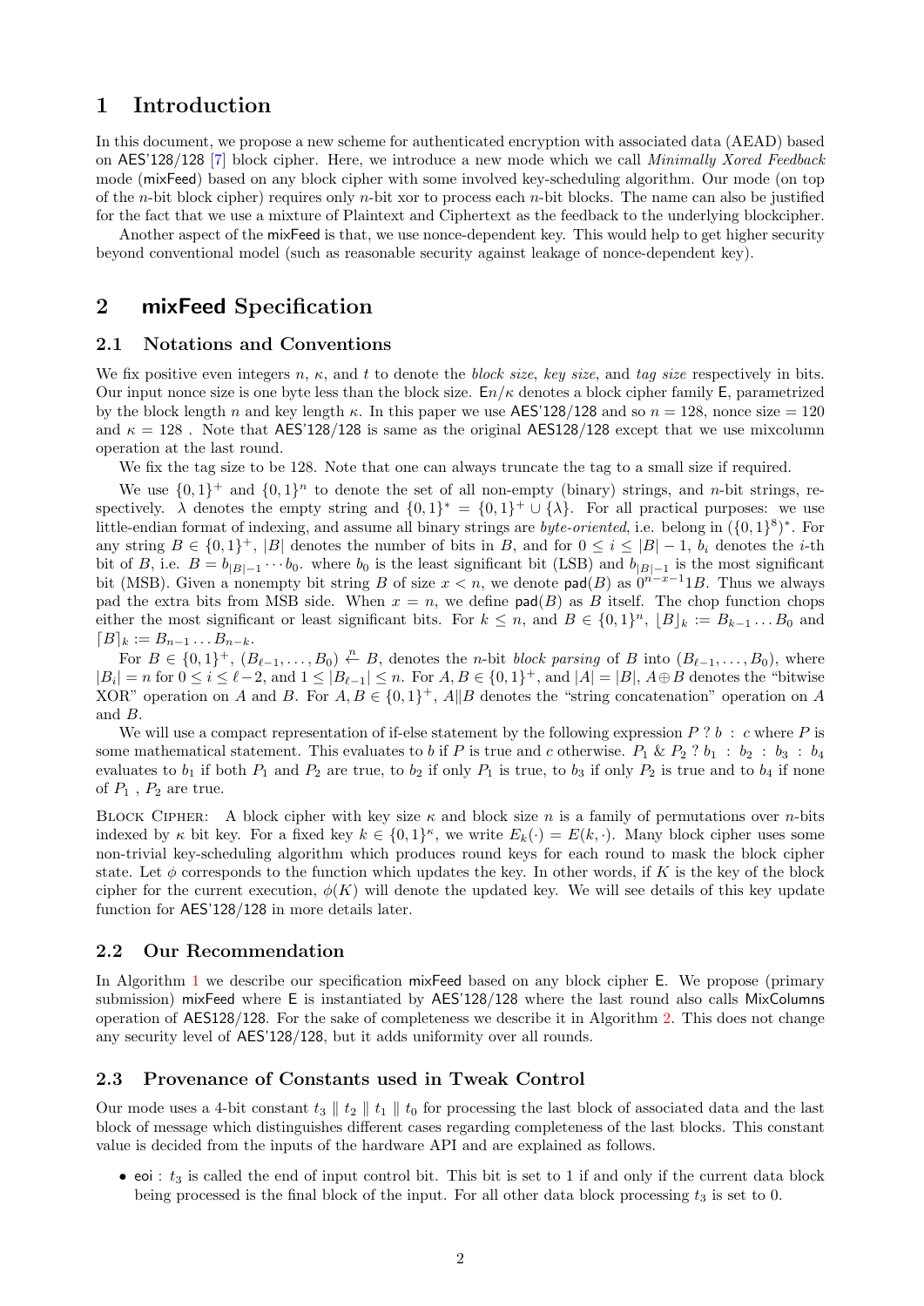# 1 Introduction

In this document, we propose a new scheme for authenticated encryption with associated data (AEAD) based on AES'128/128 [7] block cipher. Here, we introduce a new mode which we call *Minimally Xored Feedback* mode (mixFeed) based on any block cipher with some involved key-scheduling algorithm. Our mode (on top of the $n$-bit block cipher) requires only $n$-bit xor to process each $n$-bit blocks. The name can also be justified for the fact that we use a mixture of Plaintext and Ciphertext as the feedback to the underlying blockcipher.

Another aspect of the mixFeed is that, we use nonce-dependent key. This would help to get higher security beyond conventional model (such as reasonable security against leakage of nonce-dependent key).

# 2 mixFeed Specification

## 2.1 Notations and Conventions

We fix positive even integers $n$, $\kappa$, and $t$ to denote the *block size*, *key size*, and *tag size* respectively in bits. Our input nonce size is one byte less than the block size. $\mathsf{E}n/\kappa$ denotes a block cipher family $\mathsf{E}$, parametrized by the block length $n$ and key length $\kappa$. In this paper we use AES'128/128 and so $n = 128$, nonce size $= 120$ and $\kappa = 128$ . Note that AES'128/128 is same as the original AES128/128 except that we use mixcolumn operation at the last round.

We fix the tag size to be 128. Note that one can always truncate the tag to a small size if required.

We use $\{0,1\}^+$ and $\{0,1\}^n$ to denote the set of all non-empty (binary) strings, and $n$-bit strings, respectively. $\lambda$ denotes the empty string and $\{0,1\}^* = \{0,1\}^+ \cup \{\lambda\}$. For all practical purposes: we use little-endian format of indexing, and assume all binary strings are *byte-oriented*, i.e. belong in $(\{0,1\}^8)^*$. For any string $B \in \{0,1\}^+$, $|B|$ denotes the number of bits in $B$, and for $0 \le i \le |B|-1$, $b_i$ denotes the $i$-th bit of $B$, i.e. $B = b_{|B|-1} \cdots b_0$. where $b_0$ is the least significant bit (LSB) and $b_{|B|-1}$ is the most significant bit (MSB). Given a nonempty bit string $B$ of size $x < n$, we denote $\mathsf{pad}(B)$ as $0^{n-x-1}1B$. Thus we always pad the extra bits from MSB side. When $x = n$, we define $\mathsf{pad}(B)$ as $B$ itself. The chop function chops either the most significant or least significant bits. For $k \le n$, and $B \in \{0,1\}^n$, $\lfloor B \rfloor_k := B_{k-1} \ldots B_0$ and $\lceil B \rceil_k := B_{n-1} \ldots B_{n-k}$.

For $B \in \{0,1\}^+$, $(B_{\ell-1}, \ldots, B_0) \xleftarrow{n} B$, denotes the $n$-bit *block parsing* of $B$ into $(B_{\ell-1}, \ldots, B_0)$, where $|B_i| = n$ for $0 \le i \le \ell-2$, and $1 \le |B_{\ell-1}| \le n$. For $A, B \in \{0,1\}^+$, and $|A| = |B|$, $A \oplus B$ denotes the "bitwise XOR" operation on $A$ and $B$. For $A, B \in \{0,1\}^+$, $A \| B$ denotes the "string concatenation" operation on $A$ and $B$.

We will use a compact representation of if-else statement by the following expression $P \,?\, b \,:\, c$ where $P$ is some mathematical statement. This evaluates to $b$ if $P$ is true and $c$ otherwise. $P_1 \,\&\, P_2 \,?\, b_1 \,:\, b_2 \,:\, b_3 \,:\, b_4$ evaluates to $b_1$ if both $P_1$ and $P_2$ are true, to $b_2$ if only $P_1$ is true, to $b_3$ if only $P_2$ is true and to $b_4$ if none of $P_1$ , $P_2$ are true.

BLOCK CIPHER: A block cipher with key size $\kappa$ and block size $n$ is a family of permutations over $n$-bits indexed by $\kappa$ bit key. For a fixed key $k \in \{0,1\}^\kappa$, we write $E_k(\cdot) = E(k, \cdot)$. Many block cipher uses some non-trivial key-scheduling algorithm which produces round keys for each round to mask the block cipher state. Let $\phi$ corresponds to the function which updates the key. In other words, if $K$ is the key of the block cipher for the current execution, $\phi(K)$ will denote the updated key. We will see details of this key update function for AES'128/128 in more details later.

## 2.2 Our Recommendation

In Algorithm 1 we describe our specification mixFeed based on any block cipher E. We propose (primary submission) mixFeed where E is instantiated by AES'128/128 where the last round also calls MixColumns operation of AES128/128. For the sake of completeness we describe it in Algorithm 2. This does not change any security level of AES'128/128, but it adds uniformity over all rounds.

## 2.3 Provenance of Constants used in Tweak Control

Our mode uses a 4-bit constant $t_3 \parallel t_2 \parallel t_1 \parallel t_0$ for processing the last block of associated data and the last block of message which distinguishes different cases regarding completeness of the last blocks. This constant value is decided from the inputs of the hardware API and are explained as follows.

- eoi : $t_3$ is called the end of input control bit. This bit is set to 1 if and only if the current data block being processed is the final block of the input. For all other data block processing $t_3$ is set to 0.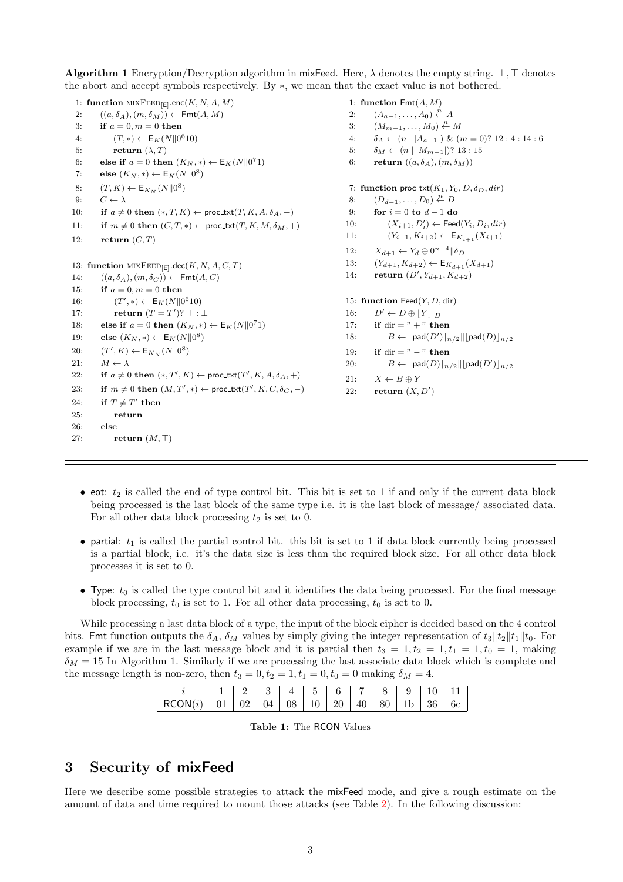**Algorithm 1** Encryption/Decryption algorithm in mixFeed. Here, $\lambda$ denotes the empty string. $\perp, \top$ denotes the abort and accept symbols respectively. By $*$, we mean that the exact value is not bothered.

```
 1: function mixFeed_[E].enc(K, N, A, M)
 2:     ((a, δ_A), (m, δ_M)) ← Fmt(A, M)
 3:     if a = 0, m = 0 then
 4:         (T, *) ← E_K(N‖0^6 10)
 5:         return (λ, T)
 6:     else if a = 0 then (K_N, *) ← E_K(N‖0^7 1)
 7:     else (K_N, *) ← E_K(N‖0^8)
 8:     (T, K) ← E_{K_N}(N‖0^8)
 9:     C ← λ
10:     if a ≠ 0 then (*, T, K) ← proc_txt(T, K, A, δ_A, +)
11:     if m ≠ 0 then (C, T, *) ← proc_txt(T, K, M, δ_M, +)
12:     return (C, T)

13: function mixFeed_[E].dec(K, N, A, C, T)
14:     ((a, δ_A), (m, δ_C)) ← Fmt(A, C)
15:     if a = 0, m = 0 then
16:         (T', *) ← E_K(N‖0^6 10)
17:         return (T = T')? ⊤ : ⊥
18:     else if a = 0 then (K_N, *) ← E_K(N‖0^7 1)
19:     else (K_N, *) ← E_K(N‖0^8)
20:     (T', K) ← E_{K_N}(N‖0^8)
21:     M ← λ
22:     if a ≠ 0 then (*, T', K) ← proc_txt(T', K, A, δ_A, +)
23:     if m ≠ 0 then (M, T', *) ← proc_txt(T', K, C, δ_C, −)
24:     if T ≠ T' then
25:         return ⊥
26:     else
27:         return (M, ⊤)

 1: function Fmt(A, M)
 2:     (A_{a−1}, ..., A_0) ←n− A
 3:     (M_{m−1}, ..., M_0) ←n− M
 4:     δ_A ← (n | |A_{a−1}|) & (m = 0)? 12 : 4 : 14 : 6
 5:     δ_M ← (n | |M_{m−1}|)? 13 : 15
 6:     return ((a, δ_A), (m, δ_M))

 7: function proc_txt(K_1, Y_0, D, δ_D, dir)
 8:     (D_{d−1}, ..., D_0) ←n− D
 9:     for i = 0 to d − 1 do
10:         (X_{i+1}, D'_i) ← Feed(Y_i, D_i, dir)
11:         (Y_{i+1}, K_{i+2}) ← E_{K_{i+1}}(X_{i+1})
12:     X_{d+1} ← Y_d ⊕ 0^{n−4}‖δ_D
13:     (Y_{d+1}, K_{d+2}) ← E_{K_{d+1}}(X_{d+1})
14:     return (D', Y_{d+1}, K_{d+2})

15: function Feed(Y, D, dir)
16:     D' ← D ⊕ ⌊Y⌋_{|D|}
17:     if dir = "+" then
18:         B ← ⌈pad(D')⌉_{n/2} ‖ ⌊pad(D)⌋_{n/2}
19:     if dir = "−" then
20:         B ← ⌈pad(D)⌉_{n/2} ‖ ⌊pad(D')⌋_{n/2}
21:     X ← B ⊕ Y
22:     return (X, D')
```

- eot: $t_2$ is called the end of type control bit. This bit is set to 1 if and only if the current data block being processed is the last block of the same type i.e. it is the last block of message/ associated data. For all other data block processing $t_2$ is set to 0.
- partial: $t_1$ is called the partial control bit. this bit is set to 1 if data block currently being processed is a partial block, i.e. it's the data size is less than the required block size. For all other data block processes it is set to 0.
- Type: $t_0$ is called the type control bit and it identifies the data being processed. For the final message block processing, $t_0$ is set to 1. For all other data processing, $t_0$ is set to 0.

While processing a last data block of a type, the input of the block cipher is decided based on the 4 control bits. Fmt function outputs the $\delta_A$, $\delta_M$ values by simply giving the integer representation of $t_3\|t_2\|t_1\|t_0$. For example if we are in the last message block and it is partial then $t_3 = 1, t_2 = 1, t_1 = 1, t_0 = 1$, making $\delta_M = 15$ In Algorithm 1. Similarly if we are processing the last associate data block which is complete and the message length is non-zero, then $t_3 = 0, t_2 = 1, t_1 = 0, t_0 = 0$ making $\delta_M = 4$.

| $i$ | 1 | 2 | 3 | 4 | 5 | 6 | 7 | 8 | 9 | 10 | 11 |
|---|---|---|---|---|---|---|---|---|---|---|---|
| RCON($i$) | 01 | 02 | 04 | 08 | 10 | 20 | 40 | 80 | 1b | 36 | 6c |

**Table 1:** The RCON Values

## 3 Security of mixFeed

Here we describe some possible strategies to attack the mixFeed mode, and give a rough estimate on the amount of data and time required to mount those attacks (see Table 2). In the following discussion: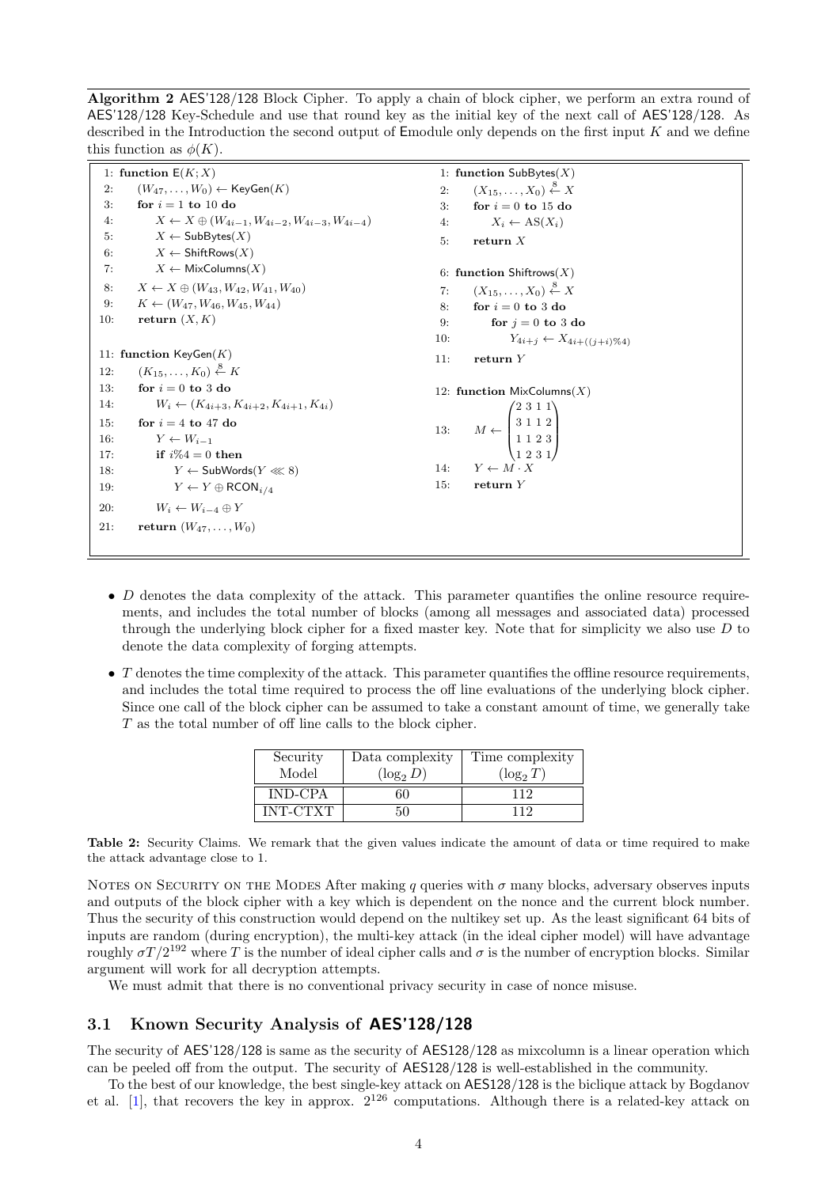**Algorithm 2** AES'128/128 Block Cipher. To apply a chain of block cipher, we perform an extra round of AES'128/128 Key-Schedule and use that round key as the initial key of the next call of AES'128/128. As described in the Introduction the second output of Emodule only depends on the first input $K$ and we define this function as $\phi(K)$.

```
1: function E(K; X)
2:     (W_47, ..., W_0) ← KeyGen(K)
3:     for i = 1 to 10 do
4:         X ← X ⊕ (W_{4i-1}, W_{4i-2}, W_{4i-3}, W_{4i-4})
5:         X ← SubBytes(X)
6:         X ← ShiftRows(X)
7:         X ← MixColumns(X)
8:     X ← X ⊕ (W_43, W_42, W_41, W_40)
9:     K ← (W_47, W_46, W_45, W_44)
10:    return (X, K)

11: function KeyGen(K)
12:     (K_15, ..., K_0) ←^8 K
13:     for i = 0 to 3 do
14:         W_i ← (K_{4i+3}, K_{4i+2}, K_{4i+1}, K_{4i})
15:     for i = 4 to 47 do
16:         Y ← W_{i-1}
17:         if i%4 = 0 then
18:             Y ← SubWords(Y ⋘ 8)
19:             Y ← Y ⊕ RCON_{i/4}
20:         W_i ← W_{i-4} ⊕ Y
21:     return (W_47, ..., W_0)
```

```
1: function SubBytes(X)
2:     (X_15, ..., X_0) ←^8 X
3:     for i = 0 to 15 do
4:         X_i ← AS(X_i)
5:     return X

6: function Shiftrows(X)
7:     (X_15, ..., X_0) ←^8 X
8:     for i = 0 to 3 do
9:         for j = 0 to 3 do
10:            Y_{4i+j} ← X_{4i+((j+i)%4)}
11:    return Y

12: function MixColumns(X)
13:     M ← [[2 3 1 1], [3 1 1 2], [1 1 2 3], [1 2 3 1]]
14:     Y ← M · X
15:     return Y
```

- $D$ denotes the data complexity of the attack. This parameter quantifies the online resource requirements, and includes the total number of blocks (among all messages and associated data) processed through the underlying block cipher for a fixed master key. Note that for simplicity we also use $D$ to denote the data complexity of forging attempts.
- $T$ denotes the time complexity of the attack. This parameter quantifies the offline resource requirements, and includes the total time required to process the off line evaluations of the underlying block cipher. Since one call of the block cipher can be assumed to take a constant amount of time, we generally take $T$ as the total number of off line calls to the block cipher.

| Security Model | Data complexity ($\log_2 D$) | Time complexity ($\log_2 T$) |
|---|---|---|
| IND-CPA | 60 | 112 |
| INT-CTXT | 50 | 112 |

**Table 2:** Security Claims. We remark that the given values indicate the amount of data or time required to make the attack advantage close to 1.

Notes on Security on the Modes After making $q$ queries with $\sigma$ many blocks, adversary observes inputs and outputs of the block cipher with a key which is dependent on the nonce and the current block number. Thus the security of this construction would depend on the nultikey set up. As the least significant 64 bits of inputs are random (during encryption), the multi-key attack (in the ideal cipher model) will have advantage roughly $\sigma T/2^{192}$ where $T$ is the number of ideal cipher calls and $\sigma$ is the number of encryption blocks. Similar argument will work for all decryption attempts.

We must admit that there is no conventional privacy security in case of nonce misuse.

## 3.1 Known Security Analysis of AES'128/128

The security of AES'128/128 is same as the security of AES128/128 as mixcolumn is a linear operation which can be peeled off from the output. The security of AES128/128 is well-established in the community.

To the best of our knowledge, the best single-key attack on AES128/128 is the biclique attack by Bogdanov et al. [1], that recovers the key in approx. $2^{126}$ computations. Although there is a related-key attack on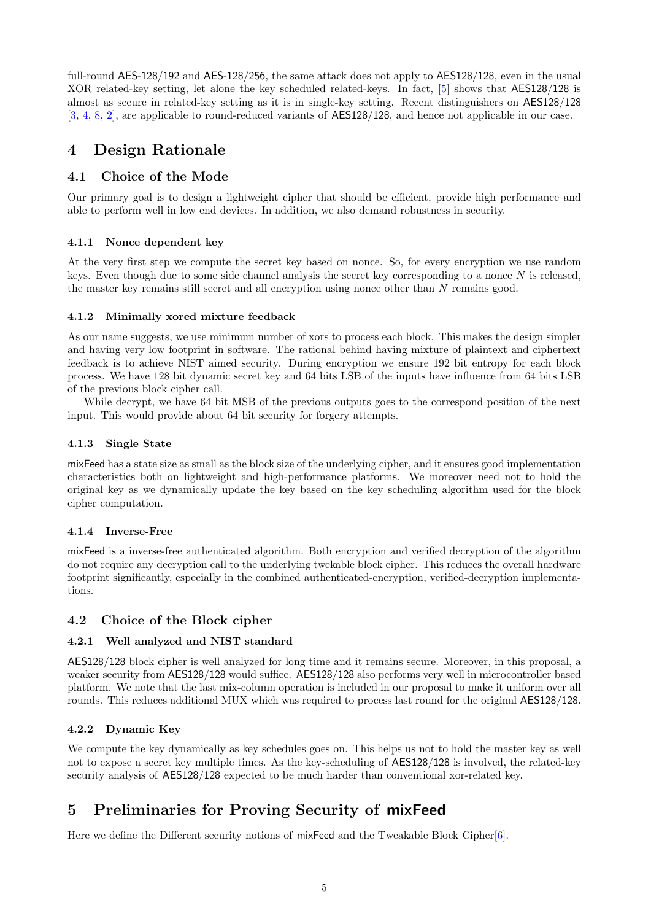full-round AES-128/192 and AES-128/256, the same attack does not apply to AES128/128, even in the usual XOR related-key setting, let alone the key scheduled related-keys. In fact, [5] shows that AES128/128 is almost as secure in related-key setting as it is in single-key setting. Recent distinguishers on AES128/128 [3, 4, 8, 2], are applicable to round-reduced variants of AES128/128, and hence not applicable in our case.

# 4 Design Rationale

## 4.1 Choice of the Mode

Our primary goal is to design a lightweight cipher that should be efficient, provide high performance and able to perform well in low end devices. In addition, we also demand robustness in security.

### 4.1.1 Nonce dependent key

At the very first step we compute the secret key based on nonce. So, for every encryption we use random keys. Even though due to some side channel analysis the secret key corresponding to a nonce $N$ is released, the master key remains still secret and all encryption using nonce other than $N$ remains good.

### 4.1.2 Minimally xored mixture feedback

As our name suggests, we use minimum number of xors to process each block. This makes the design simpler and having very low footprint in software. The rational behind having mixture of plaintext and ciphertext feedback is to achieve NIST aimed security. During encryption we ensure 192 bit entropy for each block process. We have 128 bit dynamic secret key and 64 bits LSB of the inputs have influence from 64 bits LSB of the previous block cipher call.

While decrypt, we have 64 bit MSB of the previous outputs goes to the correspond position of the next input. This would provide about 64 bit security for forgery attempts.

### 4.1.3 Single State

mixFeed has a state size as small as the block size of the underlying cipher, and it ensures good implementation characteristics both on lightweight and high-performance platforms. We moreover need not to hold the original key as we dynamically update the key based on the key scheduling algorithm used for the block cipher computation.

### 4.1.4 Inverse-Free

mixFeed is a inverse-free authenticated algorithm. Both encryption and verified decryption of the algorithm do not require any decryption call to the underlying twekable block cipher. This reduces the overall hardware footprint significantly, especially in the combined authenticated-encryption, verified-decryption implementations.

## 4.2 Choice of the Block cipher

### 4.2.1 Well analyzed and NIST standard

AES128/128 block cipher is well analyzed for long time and it remains secure. Moreover, in this proposal, a weaker security from AES128/128 would suffice. AES128/128 also performs very well in microcontroller based platform. We note that the last mix-column operation is included in our proposal to make it uniform over all rounds. This reduces additional MUX which was required to process last round for the original AES128/128.

### 4.2.2 Dynamic Key

We compute the key dynamically as key schedules goes on. This helps us not to hold the master key as well not to expose a secret key multiple times. As the key-scheduling of AES128/128 is involved, the related-key security analysis of AES128/128 expected to be much harder than conventional xor-related key.

# 5 Preliminaries for Proving Security of mixFeed

Here we define the Different security notions of mixFeed and the Tweakable Block Cipher[6].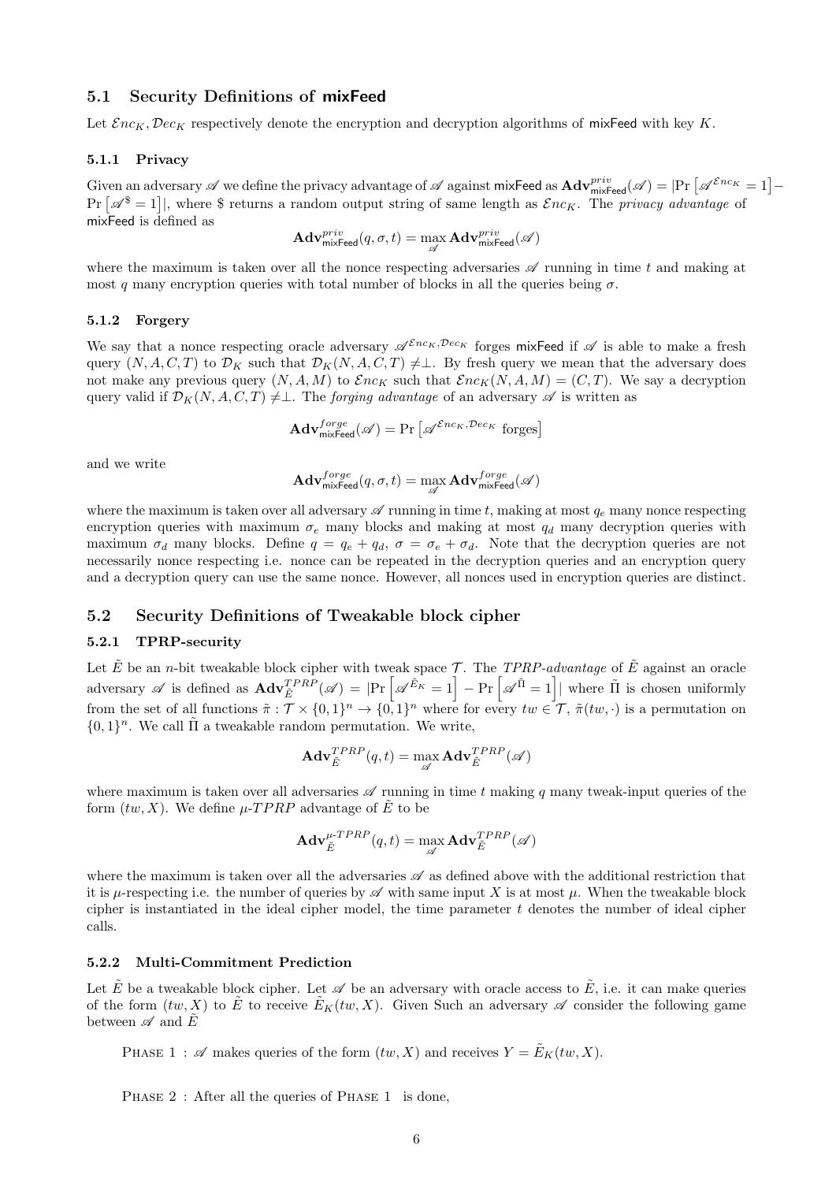## 5.1 Security Definitions of mixFeed

Let $\mathcal{E}nc_K, \mathcal{D}ec_K$ respectively denote the encryption and decryption algorithms of mixFeed with key $K$.

### 5.1.1 Privacy

Given an adversary $\mathscr{A}$ we define the privacy advantage of $\mathscr{A}$ against mixFeed as $\mathbf{Adv}^{priv}_{\mathsf{mixFeed}}(\mathscr{A}) = |\Pr\left[\mathscr{A}^{\mathcal{E}nc_K} = 1\right] - \Pr\left[\mathscr{A}^{\$} = 1\right]|$, where \$ returns a random output string of same length as $\mathcal{E}nc_K$. The *privacy advantage* of mixFeed is defined as

$$\mathbf{Adv}^{priv}_{\mathsf{mixFeed}}(q, \sigma, t) = \max_{\mathscr{A}} \mathbf{Adv}^{priv}_{\mathsf{mixFeed}}(\mathscr{A})$$

where the maximum is taken over all the nonce respecting adversaries $\mathscr{A}$ running in time $t$ and making at most $q$ many encryption queries with total number of blocks in all the queries being $\sigma$.

### 5.1.2 Forgery

We say that a nonce respecting oracle adversary $\mathscr{A}^{\mathcal{E}nc_K, \mathcal{D}ec_K}$ forges mixFeed if $\mathscr{A}$ is able to make a fresh query $(N, A, C, T)$ to $\mathcal{D}_K$ such that $\mathcal{D}_K(N, A, C, T) \neq \perp$. By fresh query we mean that the adversary does not make any previous query $(N, A, M)$ to $\mathcal{E}nc_K$ such that $\mathcal{E}nc_K(N, A, M) = (C, T)$. We say a decryption query valid if $\mathcal{D}_K(N, A, C, T) \neq \perp$. The *forging advantage* of an adversary $\mathscr{A}$ is written as

$$\mathbf{Adv}^{forge}_{\mathsf{mixFeed}}(\mathscr{A}) = \Pr\left[\mathscr{A}^{\mathcal{E}nc_K, \mathcal{D}ec_K} \text{ forges}\right]$$

and we write

$$\mathbf{Adv}^{forge}_{\mathsf{mixFeed}}(q, \sigma, t) = \max_{\mathscr{A}} \mathbf{Adv}^{forge}_{\mathsf{mixFeed}}(\mathscr{A})$$

where the maximum is taken over all adversary $\mathscr{A}$ running in time $t$, making at most $q_e$ many nonce respecting encryption queries with maximum $\sigma_e$ many blocks and making at most $q_d$ many decryption queries with maximum $\sigma_d$ many blocks. Define $q = q_e + q_d$, $\sigma = \sigma_e + \sigma_d$. Note that the decryption queries are not necessarily nonce respecting i.e. nonce can be repeated in the decryption queries and an encryption query and a decryption query can use the same nonce. However, all nonces used in encryption queries are distinct.

## 5.2 Security Definitions of Tweakable block cipher

### 5.2.1 TPRP-security

Let $\tilde{E}$ be an $n$-bit tweakable block cipher with tweak space $\mathcal{T}$. The *TPRP-advantage* of $\tilde{E}$ against an oracle adversary $\mathscr{A}$ is defined as $\mathbf{Adv}^{TPRP}_{\tilde{E}}(\mathscr{A}) = |\Pr\left[\mathscr{A}^{\tilde{E}_K} = 1\right] - \Pr\left[\mathscr{A}^{\tilde{\Pi}} = 1\right]|$ where $\tilde{\Pi}$ is chosen uniformly from the set of all functions $\tilde{\pi} : \mathcal{T} \times \{0,1\}^n \to \{0,1\}^n$ where for every $tw \in \mathcal{T}$, $\tilde{\pi}(tw, \cdot)$ is a permutation on $\{0,1\}^n$. We call $\tilde{\Pi}$ a tweakable random permutation. We write,

$$\mathbf{Adv}^{TPRP}_{\tilde{E}}(q, t) = \max_{\mathscr{A}} \mathbf{Adv}^{TPRP}_{\tilde{E}}(\mathscr{A})$$

where maximum is taken over all adversaries $\mathscr{A}$ running in time $t$ making $q$ many tweak-input queries of the form $(tw, X)$. We define $\mu$-$TPRP$ advantage of $\tilde{E}$ to be

$$\mathbf{Adv}^{\mu\text{-}TPRP}_{\tilde{E}}(q, t) = \max_{\mathscr{A}} \mathbf{Adv}^{TPRP}_{\tilde{E}}(\mathscr{A})$$

where the maximum is taken over all the adversaries $\mathscr{A}$ as defined above with the additional restriction that it is $\mu$-respecting i.e. the number of queries by $\mathscr{A}$ with same input $X$ is at most $\mu$. When the tweakable block cipher is instantiated in the ideal cipher model, the time parameter $t$ denotes the number of ideal cipher calls.

### 5.2.2 Multi-Commitment Prediction

Let $\tilde{E}$ be a tweakable block cipher. Let $\mathscr{A}$ be an adversary with oracle access to $\tilde{E}$, i.e. it can make queries of the form $(tw, X)$ to $\tilde{E}$ to receive $\tilde{E}_K(tw, X)$. Given Such an adversary $\mathscr{A}$ consider the following game between $\mathscr{A}$ and $\tilde{E}$

Phase 1 : $\mathscr{A}$ makes queries of the form $(tw, X)$ and receives $Y = \tilde{E}_K(tw, X)$.

Phase 2 : After all the queries of Phase 1 is done,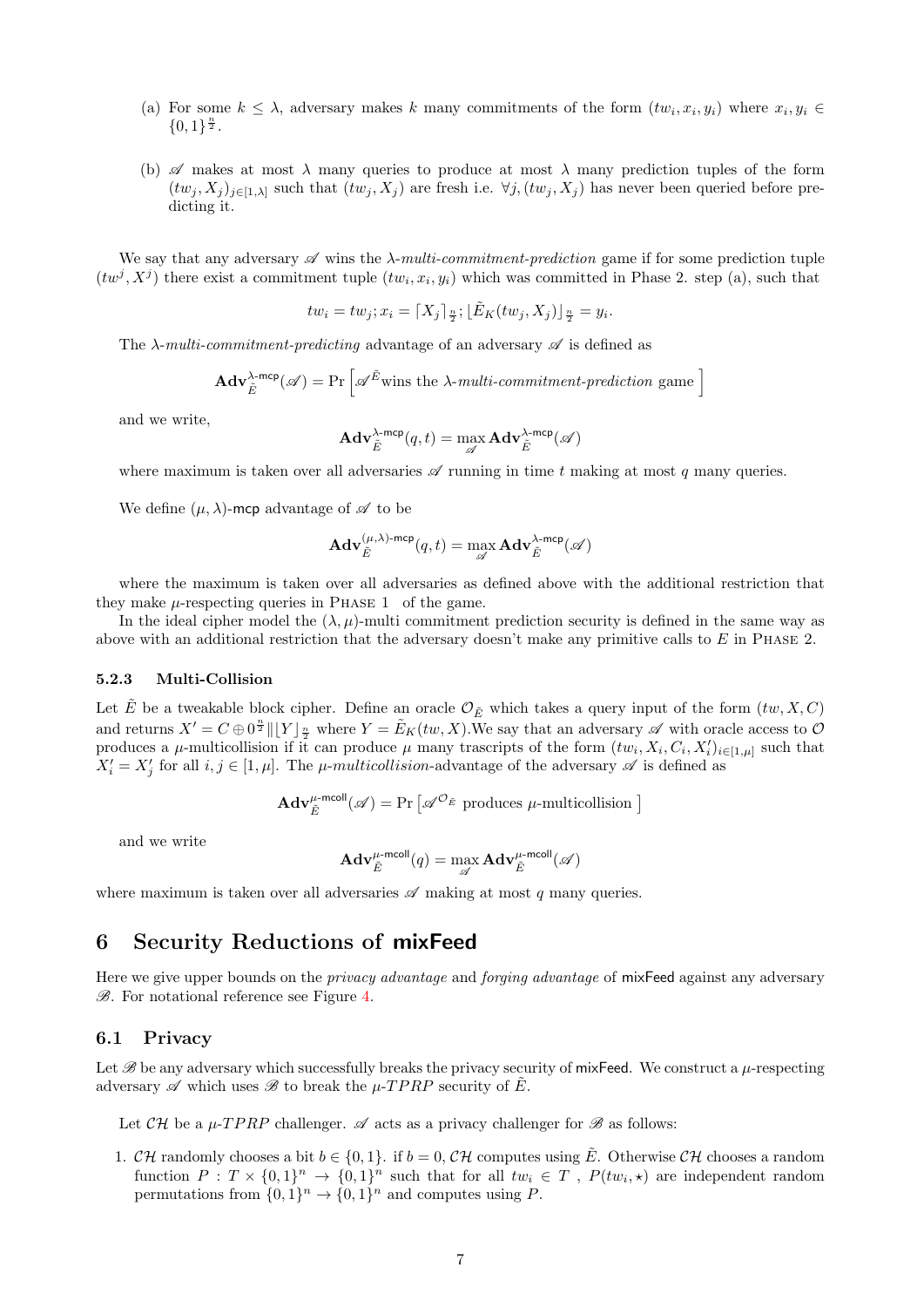(a) For some $k \le \lambda$, adversary makes $k$ many commitments of the form $(tw_i, x_i, y_i)$ where $x_i, y_i \in \{0,1\}^{\frac{n}{2}}$.

(b) $\mathscr{A}$ makes at most $\lambda$ many queries to produce at most $\lambda$ many prediction tuples of the form $(tw_j, X_j)_{j\in[1,\lambda]}$ such that $(tw_j, X_j)$ are fresh i.e. $\forall j, (tw_j, X_j)$ has never been queried before predicting it.

We say that any adversary $\mathscr{A}$ wins the $\lambda$-*multi-commitment-prediction* game if for some prediction tuple $(tw^j, X^j)$ there exist a commitment tuple $(tw_i, x_i, y_i)$ which was committed in Phase 2. step (a), such that

$$tw_i = tw_j; x_i = \lceil X_j \rceil_{\frac{n}{2}}; \lfloor \tilde{E}_K(tw_j, X_j) \rfloor_{\frac{n}{2}} = y_i.$$

The $\lambda$-*multi-commitment-predicting* advantage of an adversary $\mathscr{A}$ is defined as

$$\mathbf{Adv}^{\lambda\text{-mcp}}_{\tilde{E}}(\mathscr{A}) = \Pr\left[\mathscr{A}^{\tilde{E}} \text{wins the } \lambda\text{-}\textit{multi-commitment-prediction} \text{ game}\right]$$

and we write,

$$\mathbf{Adv}^{\lambda\text{-mcp}}_{\tilde{E}}(q,t) = \max_{\mathscr{A}} \mathbf{Adv}^{\lambda\text{-mcp}}_{\tilde{E}}(\mathscr{A})$$

where maximum is taken over all adversaries $\mathscr{A}$ running in time $t$ making at most $q$ many queries.

We define $(\mu, \lambda)$-mcp advantage of $\mathscr{A}$ to be

$$\mathbf{Adv}^{(\mu,\lambda)\text{-mcp}}_{\tilde{E}}(q,t) = \max_{\mathscr{A}} \mathbf{Adv}^{\lambda\text{-mcp}}_{\tilde{E}}(\mathscr{A})$$

where the maximum is taken over all adversaries as defined above with the additional restriction that they make $\mu$-respecting queries in PHASE 1 of the game.

In the ideal cipher model the $(\lambda, \mu)$-multi commitment prediction security is defined in the same way as above with an additional restriction that the adversary doesn't make any primitive calls to $E$ in PHASE 2.

#### 5.2.3 Multi-Collision

Let $\tilde{E}$ be a tweakable block cipher. Define an oracle $\mathcal{O}_{\tilde{E}}$ which takes a query input of the form $(tw, X, C)$ and returns $X' = C \oplus 0^{\frac{n}{2}} \| \lfloor Y \rfloor_{\frac{n}{2}}$ where $Y = \tilde{E}_K(tw, X)$.We say that an adversary $\mathscr{A}$ with oracle access to $\mathcal{O}$ produces a $\mu$-multicollision if it can produce $\mu$ many trascripts of the form $(tw_i, X_i, C_i, X'_i)_{i\in[1,\mu]}$ such that $X'_i = X'_j$ for all $i, j \in [1, \mu]$. The $\mu$-*multicollision*-advantage of the adversary $\mathscr{A}$ is defined as

$$\mathbf{Adv}^{\mu\text{-mcoll}}_{\tilde{E}}(\mathscr{A}) = \Pr\left[\mathscr{A}^{\mathcal{O}_{\tilde{E}}} \text{ produces } \mu\text{-multicollision}\right]$$

and we write

$$\mathbf{Adv}^{\mu\text{-mcoll}}_{\tilde{E}}(q) = \max_{\mathscr{A}} \mathbf{Adv}^{\mu\text{-mcoll}}_{\tilde{E}}(\mathscr{A})$$

where maximum is taken over all adversaries $\mathscr{A}$ making at most $q$ many queries.

## 6 Security Reductions of mixFeed

Here we give upper bounds on the *privacy advantage* and *forging advantage* of mixFeed against any adversary $\mathscr{B}$. For notational reference see Figure 4.

### 6.1 Privacy

Let $\mathscr{B}$ be any adversary which successfully breaks the privacy security of mixFeed. We construct a $\mu$-respecting adversary $\mathscr{A}$ which uses $\mathscr{B}$ to break the $\mu$-$TPRP$ security of $\tilde{E}$.

Let $\mathcal{CH}$ be a $\mu$-$TPRP$ challenger. $\mathscr{A}$ acts as a privacy challenger for $\mathscr{B}$ as follows:

1. $\mathcal{CH}$ randomly chooses a bit $b \in \{0,1\}$. if $b = 0$, $\mathcal{CH}$ computes using $\tilde{E}$. Otherwise $\mathcal{CH}$ chooses a random function $P : T \times \{0,1\}^n \to \{0,1\}^n$ such that for all $tw_i \in T$ , $P(tw_i, \star)$ are independent random permutations from $\{0,1\}^n \to \{0,1\}^n$ and computes using $P$.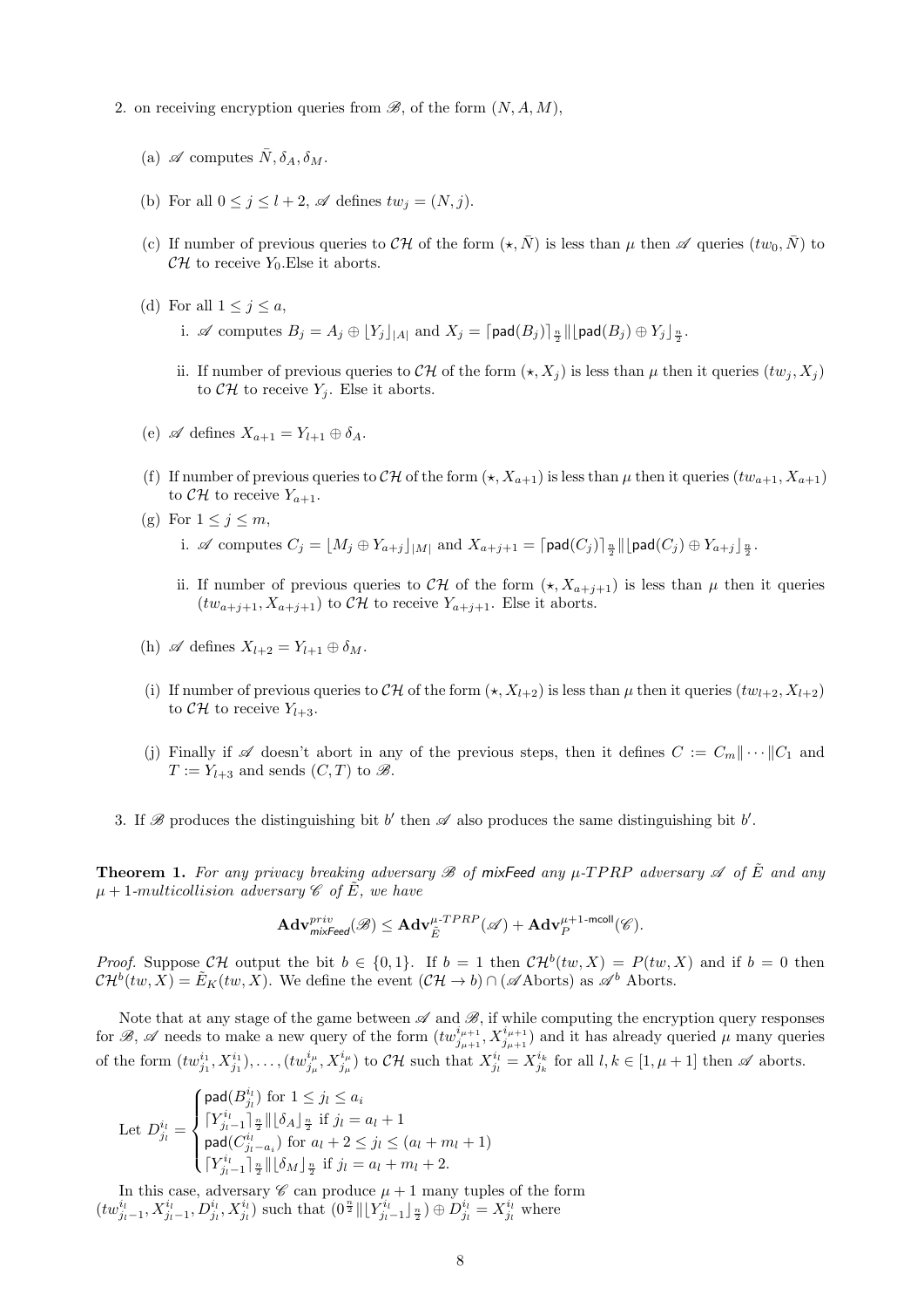2. on receiving encryption queries from $\mathscr{B}$, of the form $(N, A, M)$,

   (a) $\mathscr{A}$ computes $\bar{N}, \delta_A, \delta_M$.

   (b) For all $0 \leq j \leq l+2$, $\mathscr{A}$ defines $tw_j = (N, j)$.

   (c) If number of previous queries to $\mathcal{CH}$ of the form $(\star, \bar{N})$ is less than $\mu$ then $\mathscr{A}$ queries $(tw_0, \bar{N})$ to $\mathcal{CH}$ to receive $Y_0$.Else it aborts.

   (d) For all $1 \leq j \leq a$,

      i. $\mathscr{A}$ computes $B_j = A_j \oplus \lfloor Y_j \rfloor_{|A|}$ and $X_j = \lceil \mathsf{pad}(B_j) \rceil_{\frac{n}{2}} \| \lfloor \mathsf{pad}(B_j) \oplus Y_j \rfloor_{\frac{n}{2}}$.

      ii. If number of previous queries to $\mathcal{CH}$ of the form $(\star, X_j)$ is less than $\mu$ then it queries $(tw_j, X_j)$ to $\mathcal{CH}$ to receive $Y_j$. Else it aborts.

   (e) $\mathscr{A}$ defines $X_{a+1} = Y_{l+1} \oplus \delta_A$.

   (f) If number of previous queries to $\mathcal{CH}$ of the form $(\star, X_{a+1})$ is less than $\mu$ then it queries $(tw_{a+1}, X_{a+1})$ to $\mathcal{CH}$ to receive $Y_{a+1}$.

   (g) For $1 \leq j \leq m$,

      i. $\mathscr{A}$ computes $C_j = \lfloor M_j \oplus Y_{a+j} \rfloor_{|M|}$ and $X_{a+j+1} = \lceil \mathsf{pad}(C_j) \rceil_{\frac{n}{2}} \| \lfloor \mathsf{pad}(C_j) \oplus Y_{a+j} \rfloor_{\frac{n}{2}}$.

      ii. If number of previous queries to $\mathcal{CH}$ of the form $(\star, X_{a+j+1})$ is less than $\mu$ then it queries $(tw_{a+j+1}, X_{a+j+1})$ to $\mathcal{CH}$ to receive $Y_{a+j+1}$. Else it aborts.

   (h) $\mathscr{A}$ defines $X_{l+2} = Y_{l+1} \oplus \delta_M$.

   (i) If number of previous queries to $\mathcal{CH}$ of the form $(\star, X_{l+2})$ is less than $\mu$ then it queries $(tw_{l+2}, X_{l+2})$ to $\mathcal{CH}$ to receive $Y_{l+3}$.

   (j) Finally if $\mathscr{A}$ doesn't abort in any of the previous steps, then it defines $C := C_m \| \cdots \| C_1$ and $T := Y_{l+3}$ and sends $(C, T)$ to $\mathscr{B}$.

3. If $\mathscr{B}$ produces the distinguishing bit $b'$ then $\mathscr{A}$ also produces the same distinguishing bit $b'$.

**Theorem 1.** *For any privacy breaking adversary $\mathscr{B}$ of $\mathsf{mixFeed}$ any $\mu$-TPRP adversary $\mathscr{A}$ of $\tilde{E}$ and any $\mu+1$-multicollision adversary $\mathscr{C}$ of $\tilde{E}$, we have*

$$\mathbf{Adv}^{priv}_{\mathsf{mixFeed}}(\mathscr{B}) \leq \mathbf{Adv}^{\mu\text{-}TPRP}_{\tilde{E}}(\mathscr{A}) + \mathbf{Adv}^{\mu+1\text{-}\mathsf{mcoll}}_{P}(\mathscr{C}).$$

*Proof.* Suppose $\mathcal{CH}$ output the bit $b \in \{0,1\}$. If $b = 1$ then $\mathcal{CH}^b(tw, X) = P(tw, X)$ and if $b = 0$ then $\mathcal{CH}^b(tw, X) = \tilde{E}_K(tw, X)$. We define the event $(\mathcal{CH} \to b) \cap (\mathscr{A}\text{Aborts})$ as $\mathscr{A}^b$ Aborts.

Note that at any stage of the game between $\mathscr{A}$ and $\mathscr{B}$, if while computing the encryption query responses for $\mathscr{B}$, $\mathscr{A}$ needs to make a new query of the form $(tw^{i_{\mu+1}}_{j_{\mu+1}}, X^{i_{\mu+1}}_{j_{\mu+1}})$ and it has already queried $\mu$ many queries of the form $(tw^{i_1}_{j_1}, X^{i_1}_{j_1}), \ldots, (tw^{i_\mu}_{j_\mu}, X^{i_\mu}_{j_\mu})$ to $\mathcal{CH}$ such that $X^{i_l}_{j_l} = X^{i_k}_{j_k}$ for all $l, k \in [1, \mu+1]$ then $\mathscr{A}$ aborts.

Let
$$D^{i_l}_{j_l} = \begin{cases} \mathsf{pad}(B^{i_l}_{j_l}) \text{ for } 1 \leq j_l \leq a_i \\ \lceil Y^{i_l}_{j_l-1} \rceil_{\frac{n}{2}} \| \lfloor \delta_A \rfloor_{\frac{n}{2}} \text{ if } j_l = a_l + 1 \\ \mathsf{pad}(C^{i_l}_{j_l - a_i}) \text{ for } a_l + 2 \leq j_l \leq (a_l + m_l + 1) \\ \lceil Y^{i_l}_{j_l-1} \rceil_{\frac{n}{2}} \| \lfloor \delta_M \rfloor_{\frac{n}{2}} \text{ if } j_l = a_l + m_l + 2. \end{cases}$$

In this case, adversary $\mathscr{C}$ can produce $\mu+1$ many tuples of the form $(tw^{i_l}_{j_l-1}, X^{i_l}_{j_l-1}, D^{i_l}_{j_l}, X^{i_l}_{j_l})$ such that $(0^{\frac{n}{2}} \| \lfloor Y^{i_l}_{j_l-1} \rfloor_{\frac{n}{2}}) \oplus D^{i_l}_{j_l} = X^{i_l}_{j_l}$ where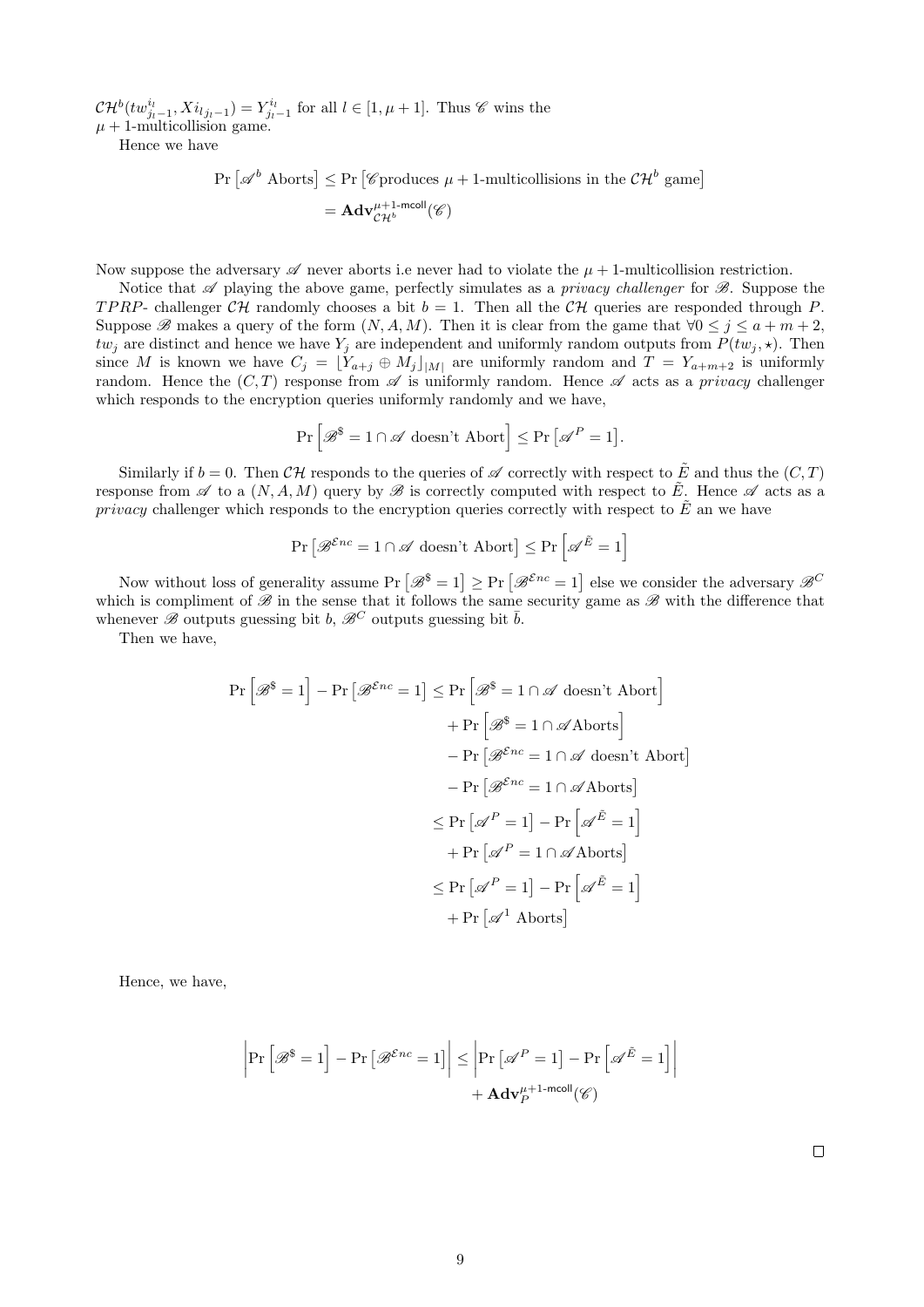$\mathcal{CH}^b(tw^{i_l}_{j_l-1}, Xi_{l_{j_l}-1}) = Y^{i_l}_{j_l-1}$ for all $l \in [1, \mu+1]$. Thus $\mathscr{C}$ wins the $\mu+1$-multicollision game.

Hence we have

$$\Pr\left[\mathscr{A}^b \text{ Aborts}\right] \leq \Pr\left[\mathscr{C}\text{produces } \mu+1\text{-multicollisions in the } \mathcal{CH}^b \text{ game}\right]$$
$$= \mathbf{Adv}^{\mu+1\text{-mcoll}}_{\mathcal{CH}^b}(\mathscr{C})$$

Now suppose the adversary $\mathscr{A}$ never aborts i.e never had to violate the $\mu+1$-multicollision restriction.

Notice that $\mathscr{A}$ playing the above game, perfectly simulates as a *privacy challenger* for $\mathscr{B}$. Suppose the $TPRP$- challenger $\mathcal{CH}$ randomly chooses a bit $b = 1$. Then all the $\mathcal{CH}$ queries are responded through $P$. Suppose $\mathscr{B}$ makes a query of the form $(N, A, M)$. Then it is clear from the game that $\forall 0 \leq j \leq a+m+2$, $tw_j$ are distinct and hence we have $Y_j$ are independent and uniformly random outputs from $P(tw_j, \star)$. Then since $M$ is known we have $C_j = \lfloor Y_{a+j} \oplus M_j \rfloor_{|M|}$ are uniformly random and $T = Y_{a+m+2}$ is uniformly random. Hence the $(C, T)$ response from $\mathscr{A}$ is uniformly random. Hence $\mathscr{A}$ acts as a *privacy* challenger which responds to the encryption queries uniformly randomly and we have,

$$\Pr\left[\mathscr{B}^{\$} = 1 \cap \mathscr{A} \text{ doesn't Abort}\right] \leq \Pr\left[\mathscr{A}^P = 1\right].$$

Similarly if $b = 0$. Then $\mathcal{CH}$ responds to the queries of $\mathscr{A}$ correctly with respect to $\tilde{E}$ and thus the $(C, T)$ response from $\mathscr{A}$ to a $(N, A, M)$ query by $\mathscr{B}$ is correctly computed with respect to $\tilde{E}$. Hence $\mathscr{A}$ acts as a *privacy* challenger which responds to the encryption queries correctly with respect to $\tilde{E}$ an we have

$$\Pr\left[\mathscr{B}^{\mathcal{E}nc} = 1 \cap \mathscr{A} \text{ doesn't Abort}\right] \leq \Pr\left[\mathscr{A}^{\tilde{E}} = 1\right]$$

Now without loss of generality assume $\Pr\left[\mathscr{B}^{\$} = 1\right] \geq \Pr\left[\mathscr{B}^{\mathcal{E}nc} = 1\right]$ else we consider the adversary $\mathscr{B}^C$ which is compliment of $\mathscr{B}$ in the sense that it follows the same security game as $\mathscr{B}$ with the difference that whenever $\mathscr{B}$ outputs guessing bit $b$, $\mathscr{B}^C$ outputs guessing bit $\bar{b}$.

Then we have,

$$\begin{aligned}
\Pr\left[\mathscr{B}^{\$} = 1\right] - \Pr\left[\mathscr{B}^{\mathcal{E}nc} = 1\right] &\leq \Pr\left[\mathscr{B}^{\$} = 1 \cap \mathscr{A} \text{ doesn't Abort}\right] \\
&\quad + \Pr\left[\mathscr{B}^{\$} = 1 \cap \mathscr{A}\text{Aborts}\right] \\
&\quad - \Pr\left[\mathscr{B}^{\mathcal{E}nc} = 1 \cap \mathscr{A} \text{ doesn't Abort}\right] \\
&\quad - \Pr\left[\mathscr{B}^{\mathcal{E}nc} = 1 \cap \mathscr{A}\text{Aborts}\right] \\
&\leq \Pr\left[\mathscr{A}^P = 1\right] - \Pr\left[\mathscr{A}^{\tilde{E}} = 1\right] \\
&\quad + \Pr\left[\mathscr{A}^P = 1 \cap \mathscr{A}\text{Aborts}\right] \\
&\leq \Pr\left[\mathscr{A}^P = 1\right] - \Pr\left[\mathscr{A}^{\tilde{E}} = 1\right] \\
&\quad + \Pr\left[\mathscr{A}^1 \text{ Aborts}\right]
\end{aligned}$$

Hence, we have,

$$\left|\Pr\left[\mathscr{B}^{\$} = 1\right] - \Pr\left[\mathscr{B}^{\mathcal{E}nc} = 1\right]\right| \leq \left|\Pr\left[\mathscr{A}^P = 1\right] - \Pr\left[\mathscr{A}^{\tilde{E}} = 1\right]\right| + \mathbf{Adv}^{\mu+1\text{-mcoll}}_{P}(\mathscr{C})$$

□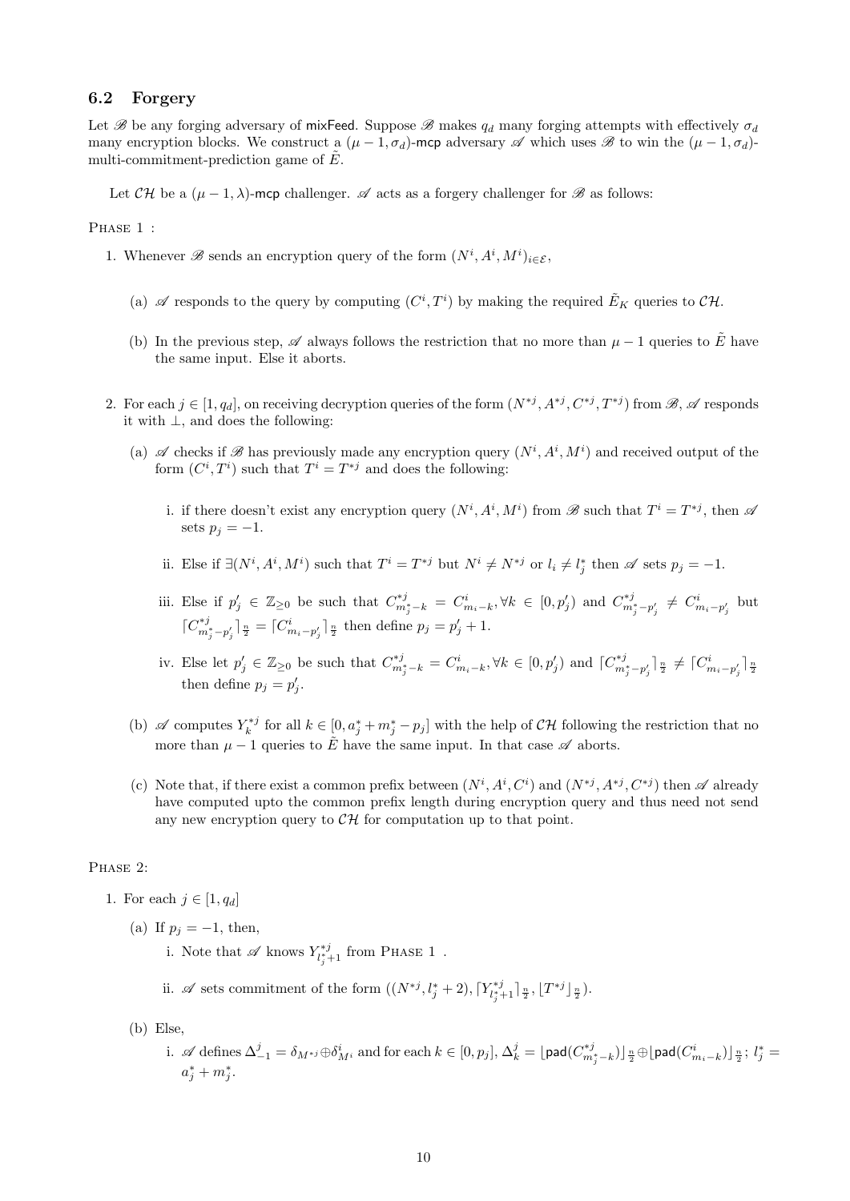### 6.2 Forgery

Let $\mathscr{B}$ be any forging adversary of mixFeed. Suppose $\mathscr{B}$ makes $q_d$ many forging attempts with effectively $\sigma_d$ many encryption blocks. We construct a $(\mu-1,\sigma_d)$-mcp adversary $\mathscr{A}$ which uses $\mathscr{B}$ to win the $(\mu-1,\sigma_d)$-multi-commitment-prediction game of $\tilde{E}$.

Let $\mathcal{CH}$ be a $(\mu-1,\lambda)$-mcp challenger. $\mathscr{A}$ acts as a forgery challenger for $\mathscr{B}$ as follows:

PHASE 1 :

1. Whenever $\mathscr{B}$ sends an encryption query of the form $(N^i, A^i, M^i)_{i\in\mathcal{E}}$,
   (a) $\mathscr{A}$ responds to the query by computing $(C^i, T^i)$ by making the required $\tilde{E}_K$ queries to $\mathcal{CH}$.
   (b) In the previous step, $\mathscr{A}$ always follows the restriction that no more than $\mu-1$ queries to $\tilde{E}$ have the same input. Else it aborts.
2. For each $j \in [1, q_d]$, on receiving decryption queries of the form $(N^{*j}, A^{*j}, C^{*j}, T^{*j})$ from $\mathscr{B}$, $\mathscr{A}$ responds it with $\bot$, and does the following:
   (a) $\mathscr{A}$ checks if $\mathscr{B}$ has previously made any encryption query $(N^i, A^i, M^i)$ and received output of the form $(C^i, T^i)$ such that $T^i = T^{*j}$ and does the following:
      i. if there doesn't exist any encryption query $(N^i, A^i, M^i)$ from $\mathscr{B}$ such that $T^i = T^{*j}$, then $\mathscr{A}$ sets $p_j = -1$.
      ii. Else if $\exists(N^i, A^i, M^i)$ such that $T^i = T^{*j}$ but $N^i \neq N^{*j}$ or $l_i \neq l^*_j$ then $\mathscr{A}$ sets $p_j = -1$.
      iii. Else if $p'_j \in \mathbb{Z}_{\geq 0}$ be such that $C^{*j}_{m^*_j-k} = C^i_{m_i-k}, \forall k \in [0, p'_j)$ and $C^{*j}_{m^*_j-p'_j} \neq C^i_{m_i-p'_j}$ but $\lceil C^{*j}_{m^*_j-p'_j}\rceil_{\frac{n}{2}} = \lceil C^i_{m_i-p'_j}\rceil_{\frac{n}{2}}$ then define $p_j = p'_j + 1$.
      iv. Else let $p'_j \in \mathbb{Z}_{\geq 0}$ be such that $C^{*j}_{m^*_j-k} = C^i_{m_i-k}, \forall k \in [0, p'_j)$ and $\lceil C^{*j}_{m^*_j-p'_j}\rceil_{\frac{n}{2}} \neq \lceil C^i_{m_i-p'_j}\rceil_{\frac{n}{2}}$ then define $p_j = p'_j$.
   (b) $\mathscr{A}$ computes $Y^{*j}_k$ for all $k \in [0, a^*_j + m^*_j - p_j]$ with the help of $\mathcal{CH}$ following the restriction that no more than $\mu-1$ queries to $\tilde{E}$ have the same input. In that case $\mathscr{A}$ aborts.
   (c) Note that, if there exist a common prefix between $(N^i, A^i, C^i)$ and $(N^{*j}, A^{*j}, C^{*j})$ then $\mathscr{A}$ already have computed upto the common prefix length during encryption query and thus need not send any new encryption query to $\mathcal{CH}$ for computation up to that point.

PHASE 2:

1. For each $j \in [1, q_d]$
   (a) If $p_j = -1$, then,
      i. Note that $\mathscr{A}$ knows $Y^{*j}_{l^*_j+1}$ from PHASE 1 .
      ii. $\mathscr{A}$ sets commitment of the form $((N^{*j}, l^*_j + 2), \lceil Y^{*j}_{l^*_j+1}\rceil_{\frac{n}{2}}, \lfloor T^{*j}\rfloor_{\frac{n}{2}})$.
   (b) Else,
      i. $\mathscr{A}$ defines $\Delta^j_{-1} = \delta_{M^{*j}} \oplus \delta^i_{M^i}$ and for each $k \in [0, p_j]$, $\Delta^j_k = \lfloor \mathsf{pad}(C^{*j}_{m^*_j-k})\rfloor_{\frac{n}{2}} \oplus \lfloor \mathsf{pad}(C^i_{m_i-k})\rfloor_{\frac{n}{2}}$; $l^*_j = a^*_j + m^*_j$.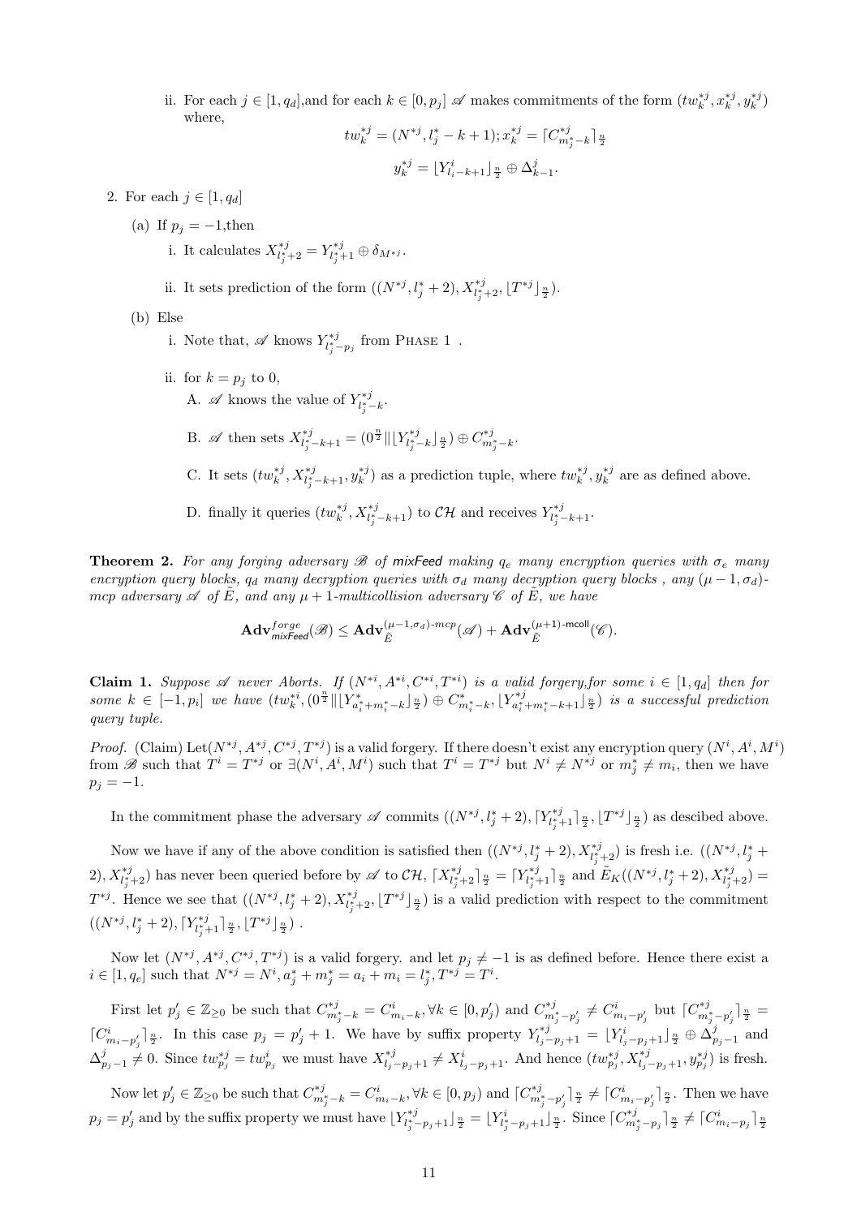ii. For each $j \in [1, q_d]$,and for each $k \in [0, p_j]$ $\mathscr{A}$ makes commitments of the form $(tw_k^{*j}, x_k^{*j}, y_k^{*j})$ where,

$$tw_k^{*j} = (N^{*j}, l_j^* - k + 1); x_k^{*j} = \lceil C^{*j}_{m_j^* - k} \rceil_{\frac{n}{2}}$$

$$y_k^{*j} = \lfloor Y^i_{l_i - k + 1} \rfloor_{\frac{n}{2}} \oplus \Delta^j_{k-1}.$$

2. For each $j \in [1, q_d]$

   (a) If $p_j = -1$,then

   i. It calculates $X^{*j}_{l_j^*+2} = Y^{*j}_{l_j^*+1} \oplus \delta_{M^{*j}}$.

   ii. It sets prediction of the form $((N^{*j}, l_j^* + 2), X^{*j}_{l_j^*+2}, \lfloor T^{*j} \rfloor_{\frac{n}{2}})$.

   (b) Else

   i. Note that, $\mathscr{A}$ knows $Y^{*j}_{l_j^* - p_j}$ from Phase 1 .

   ii. for $k = p_j$ to 0,

   A. $\mathscr{A}$ knows the value of $Y^{*j}_{l_j^* - k}$.

   B. $\mathscr{A}$ then sets $X^{*j}_{l_j^* - k + 1} = (0^{\frac{n}{2}} \| \lfloor Y^{*j}_{l_j^* - k} \rfloor_{\frac{n}{2}}) \oplus C^{*j}_{m_j^* - k}$.

   C. It sets $(tw_k^{*j}, X^{*j}_{l_j^* - k + 1}, y_k^{*j})$ as a prediction tuple, where $tw_k^{*j}, y_k^{*j}$ are as defined above.

   D. finally it queries $(tw_k^{*j}, X^{*j}_{l_j^* - k + 1})$ to $\mathcal{CH}$ and receives $Y^{*j}_{l_j^* - k + 1}$.

**Theorem 2.** *For any forging adversary $\mathscr{B}$ of mixFeed making $q_e$ many encryption queries with $\sigma_e$ many encryption query blocks, $q_d$ many decryption queries with $\sigma_d$ many decryption query blocks , any $(\mu - 1, \sigma_d)$-mcp adversary $\mathscr{A}$ of $\tilde{E}$, and any $\mu + 1$-multicollision adversary $\mathscr{C}$ of $\tilde{E}$, we have*

$$\mathbf{Adv}^{forge}_{\textsf{mixFeed}}(\mathscr{B}) \leq \mathbf{Adv}^{(\mu-1,\sigma_d)\text{-}mcp}_{\tilde{E}}(\mathscr{A}) + \mathbf{Adv}^{(\mu+1)\text{-}\mathsf{mcoll}}_{\tilde{E}}(\mathscr{C}).$$

**Claim 1.** *Suppose $\mathscr{A}$ never Aborts. If $(N^{*i}, A^{*i}, C^{*i}, T^{*i})$ is a valid forgery,for some $i \in [1, q_d]$ then for some $k \in [-1, p_i]$ we have $(tw_k^{*i}, (0^{\frac{n}{2}} \| \lfloor Y^*_{a_i^* + m_i^* - k} \rfloor_{\frac{n}{2}}) \oplus C^*_{m_i^* - k}, \lfloor Y^{*j}_{a_i^* + m_i^* - k + 1} \rfloor_{\frac{n}{2}})$ is a successful prediction query tuple.*

*Proof.* (Claim) Let$(N^{*j}, A^{*j}, C^{*j}, T^{*j})$ is a valid forgery. If there doesn't exist any encryption query $(N^i, A^i, M^i)$ from $\mathscr{B}$ such that $T^i = T^{*j}$ or $\exists (N^i, A^i, M^i)$ such that $T^i = T^{*j}$ but $N^i \neq N^{*j}$ or $m_j^* \neq m_i$, then we have $p_j = -1$.

In the commitment phase the adversary $\mathscr{A}$ commits $((N^{*j}, l_j^* + 2), \lceil Y^{*j}_{l_j^*+1} \rceil_{\frac{n}{2}}, \lfloor T^{*j} \rfloor_{\frac{n}{2}})$ as descibed above.

Now we have if any of the above condition is satisfied then $((N^{*j}, l_j^* + 2), X^{*j}_{l_j^*+2})$ is fresh i.e. $((N^{*j}, l_j^* + 2), X^{*j}_{l_j^*+2})$ has never been queried before by $\mathscr{A}$ to $\mathcal{CH}$, $\lceil X^{*j}_{l_j^*+2} \rceil_{\frac{n}{2}} = \lceil Y^{*j}_{l_j^*+1} \rceil_{\frac{n}{2}}$ and $\tilde{E}_K((N^{*j}, l_j^* + 2), X^{*j}_{l_j^*+2}) = T^{*j}$. Hence we see that $((N^{*j}, l_j^* + 2), X^{*j}_{l_j^*+2}, \lfloor T^{*j} \rfloor_{\frac{n}{2}})$ is a valid prediction with respect to the commitment $((N^{*j}, l_j^* + 2), \lceil Y^{*j}_{l_j^*+1} \rceil_{\frac{n}{2}}, \lfloor T^{*j} \rfloor_{\frac{n}{2}})$ .

Now let $(N^{*j}, A^{*j}, C^{*j}, T^{*j})$ is a valid forgery. and let $p_j \neq -1$ is as defined before. Hence there exist a $i \in [1, q_e]$ such that $N^{*j} = N^i, a_j^* + m_j^* = a_i + m_i = l_j^*, T^{*j} = T^i$.

First let $p_j' \in \mathbb{Z}_{\geq 0}$ be such that $C^{*j}_{m_j^* - k} = C^i_{m_i - k}, \forall k \in [0, p_j')$ and $C^{*j}_{m_j^* - p_j'} \neq C^i_{m_i - p_j'}$ but $\lceil C^{*j}_{m_j^* - p_j'} \rceil_{\frac{n}{2}} = \lceil C^i_{m_i - p_j'} \rceil_{\frac{n}{2}}$. In this case $p_j = p_j' + 1$. We have by suffix property $Y^{*j}_{l_j - p_j + 1} = \lfloor Y^i_{l_j - p_j + 1} \rfloor_{\frac{n}{2}} \oplus \Delta^j_{p_j - 1}$ and $\Delta^j_{p_j - 1} \neq 0$. Since $tw^{*j}_{p_j} = tw^i_{p_j}$ we must have $X^{*j}_{l_j - p_j + 1} \neq X^i_{l_j - p_j + 1}$. And hence $(tw^{*j}_{p_j}, X^{*j}_{l_j - p_j + 1}, y^{*j}_{p_j})$ is fresh.

Now let $p_j' \in \mathbb{Z}_{\geq 0}$ be such that $C^{*j}_{m_j^* - k} = C^i_{m_i - k}, \forall k \in [0, p_j)$ and $\lceil C^{*j}_{m_j^* - p_j'} \rceil_{\frac{n}{2}} \neq \lceil C^i_{m_i - p_j'} \rceil_{\frac{n}{2}}$. Then we have $p_j = p_j'$ and by the suffix property we must have $\lfloor Y^{*j}_{l_j^* - p_j + 1} \rfloor_{\frac{n}{2}} = \lfloor Y^i_{l_j - p_j + 1} \rfloor_{\frac{n}{2}}$. Since $\lceil C^{*j}_{m_j^* - p_j} \rceil_{\frac{n}{2}} \neq \lceil C^i_{m_i - p_j} \rceil_{\frac{n}{2}}$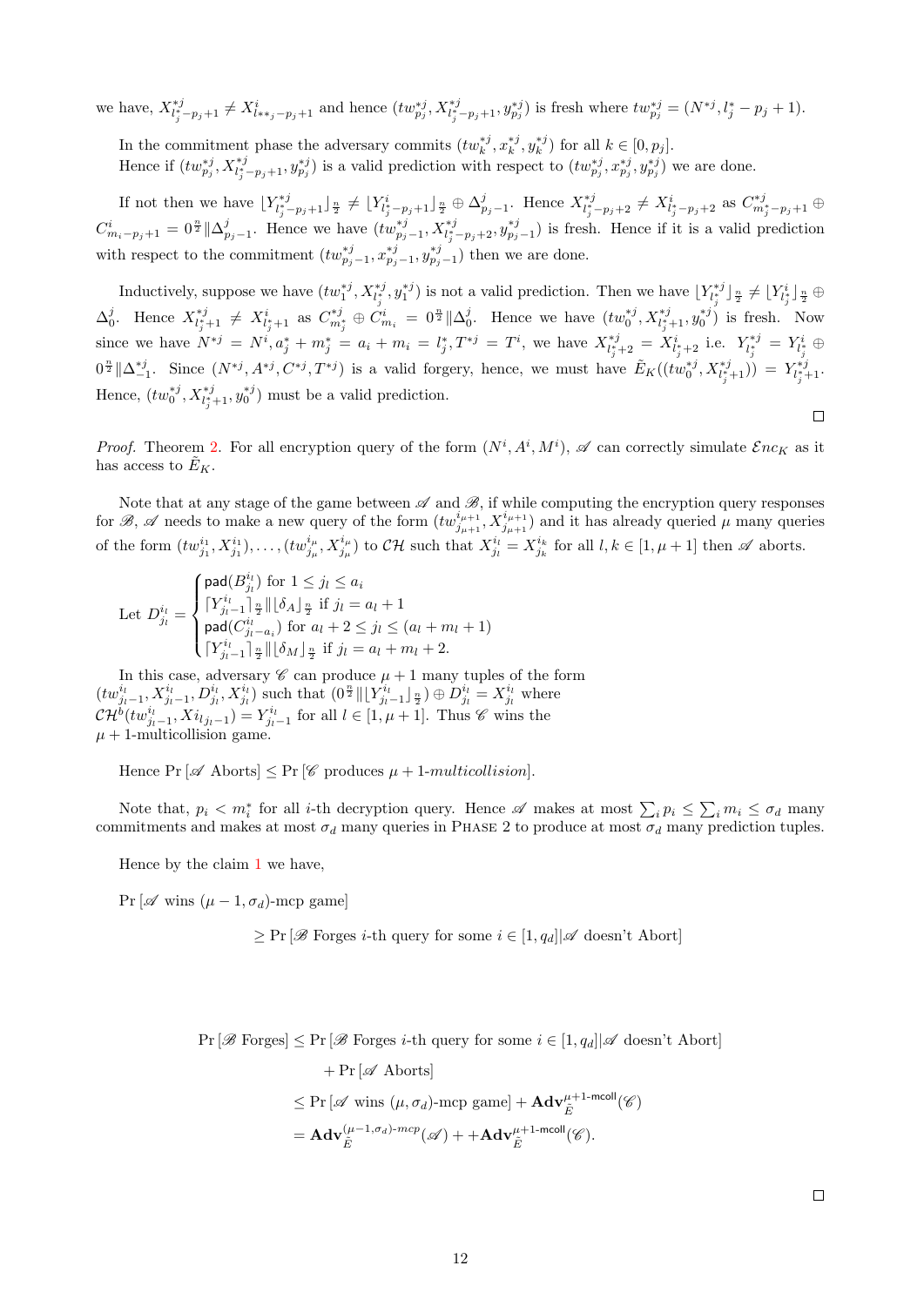we have, $X^{*j}_{l^*_j-p_j+1} \neq X^i_{l^{**}_j-p_j+1}$ and hence $(tw^{*j}_{p_j}, X^{*j}_{l^*_j-p_j+1}, y^{*j}_{p_j})$ is fresh where $tw^{*j}_{p_j} = (N^{*j}, l^*_j - p_j + 1)$.

In the commitment phase the adversary commits $(tw^{*j}_k, x^{*j}_k, y^{*j}_k)$ for all $k \in [0, p_j]$.
Hence if $(tw^{*j}_{p_j}, X^{*j}_{l^*_j-p_j+1}, y^{*j}_{p_j})$ is a valid prediction with respect to $(tw^{*j}_{p_j}, x^{*j}_{p_j}, y^{*j}_{p_j})$ we are done.

If not then we have $\lfloor Y^{*j}_{l^*_j-p_j+1} \rfloor_{\frac{n}{2}} \neq \lfloor Y^i_{l^*_j-p_j+1} \rfloor_{\frac{n}{2}} \oplus \Delta^j_{p_j-1}$. Hence $X^{*j}_{l^*_j-p_j+2} \neq X^i_{l^*_j-p_j+2}$ as $C^{*j}_{m^*_j-p_j+1} \oplus C^i_{m_i-p_j+1} = 0^{\frac{n}{2}} \| \Delta^j_{p_j-1}$. Hence we have $(tw^{*j}_{p_j-1}, X^{*j}_{l^*_j-p_j+2}, y^{*j}_{p_j-1})$ is fresh. Hence if it is a valid prediction with respect to the commitment $(tw^{*j}_{p_j-1}, x^{*j}_{p_j-1}, y^{*j}_{p_j-1})$ then we are done.

Inductively, suppose we have $(tw^{*j}_1, X^{*j}_{l^*_j}, y^{*j}_1)$ is not a valid prediction. Then we have $\lfloor Y^{*j}_{l^*_j} \rfloor_{\frac{n}{2}} \neq \lfloor Y^i_{l^*_j} \rfloor_{\frac{n}{2}} \oplus \Delta^j_0$. Hence $X^{*j}_{l^*_j+1} \neq X^i_{l^*_j+1}$ as $C^{*j}_{m^*_j} \oplus C^i_{m_i} = 0^{\frac{n}{2}} \| \Delta^j_0$. Hence we have $(tw^{*j}_0, X^{*j}_{l^*_j+1}, y^{*j}_0)$ is fresh. Now since we have $N^{*j} = N^i, a^*_j + m^*_j = a_i + m_i = l^*_j, T^{*j} = T^i$, we have $X^{*j}_{l^*_j+2} = X^i_{l^*_j+2}$ i.e. $Y^{*j}_{l^*_j} = Y^i_{l^*_j} \oplus 0^{\frac{n}{2}} \| \Delta^{*j}_{-1}$. Since $(N^{*j}, A^{*j}, C^{*j}, T^{*j})$ is a valid forgery, hence, we must have $\tilde{E}_K((tw^{*j}_0, X^{*j}_{l^*_j+1})) = Y^{*j}_{l^*_j+1}$. Hence, $(tw^{*j}_0, X^{*j}_{l^*_j+1}, y^{*j}_0)$ must be a valid prediction.

□

*Proof.* Theorem 2. For all encryption query of the form $(N^i, A^i, M^i)$, $\mathscr{A}$ can correctly simulate $\mathcal{E}nc_K$ as it has access to $\tilde{E}_K$.

Note that at any stage of the game between $\mathscr{A}$ and $\mathscr{B}$, if while computing the encryption query responses for $\mathscr{B}$, $\mathscr{A}$ needs to make a new query of the form $(tw^{i_{\mu+1}}_{j_{\mu+1}}, X^{i_{\mu+1}}_{j_{\mu+1}})$ and it has already queried $\mu$ many queries of the form $(tw^{i_1}_{j_1}, X^{i_1}_{j_1}), \ldots, (tw^{i_\mu}_{j_\mu}, X^{i_\mu}_{j_\mu})$ to $\mathcal{CH}$ such that $X^{i_l}_{j_l} = X^{i_k}_{j_k}$ for all $l, k \in [1, \mu+1]$ then $\mathscr{A}$ aborts.

$$\text{Let } D^{i_l}_{j_l} = \begin{cases} \mathsf{pad}(B^{i_l}_{j_l}) \text{ for } 1 \leq j_l \leq a_i \\ \lceil Y^{i_l}_{j_l-1} \rceil_{\frac{n}{2}} \| \lfloor \delta_A \rfloor_{\frac{n}{2}} \text{ if } j_l = a_l + 1 \\ \mathsf{pad}(C^{i_l}_{j_l-a_i}) \text{ for } a_l + 2 \leq j_l \leq (a_l + m_l + 1) \\ \lceil Y^{i_l}_{j_l-1} \rceil_{\frac{n}{2}} \| \lfloor \delta_M \rfloor_{\frac{n}{2}} \text{ if } j_l = a_l + m_l + 2. \end{cases}$$

In this case, adversary $\mathscr{C}$ can produce $\mu + 1$ many tuples of the form $(tw^{i_l}_{j_l-1}, X^{i_l}_{j_l-1}, D^{i_l}_{j_l}, X^{i_l}_{j_l})$ such that $(0^{\frac{n}{2}} \| \lfloor Y^{i_l}_{j_l-1} \rfloor_{\frac{n}{2}}) \oplus D^{i_l}_{j_l} = X^{i_l}_{j_l}$ where $\mathcal{CH}^b(tw^{i_l}_{j_l-1}, Xi_{l_{j_l-1}}) = Y^{i_l}_{j_l-1}$ for all $l \in [1, \mu+1]$. Thus $\mathscr{C}$ wins the $\mu + 1$-multicollision game.

Hence $\Pr[\mathscr{A} \text{ Aborts}] \leq \Pr[\mathscr{C} \text{ produces } \mu + 1\text{-}\textit{multicollision}]$.

Note that, $p_i < m^*_i$ for all $i$-th decryption query. Hence $\mathscr{A}$ makes at most $\sum_i p_i \leq \sum_i m_i \leq \sigma_d$ many commitments and makes at most $\sigma_d$ many queries in PHASE 2 to produce at most $\sigma_d$ many prediction tuples.

Hence by the claim 1 we have,

$\Pr[\mathscr{A} \text{ wins } (\mu - 1, \sigma_d)\text{-mcp game}]$

$$\geq \Pr[\mathscr{B} \text{ Forges } i\text{-th query for some } i \in [1, q_d] | \mathscr{A} \text{ doesn't Abort}]$$

$$\begin{aligned}
\Pr[\mathscr{B} \text{ Forges}] &\leq \Pr[\mathscr{B} \text{ Forges } i\text{-th query for some } i \in [1, q_d] | \mathscr{A} \text{ doesn't Abort}] \\
&\quad + \Pr[\mathscr{A} \text{ Aborts}] \\
&\leq \Pr[\mathscr{A} \text{ wins } (\mu, \sigma_d)\text{-mcp game}] + \mathbf{Adv}^{\mu+1\text{-}\mathsf{mcoll}}_{\tilde{E}}(\mathscr{C}) \\
&= \mathbf{Adv}^{(\mu-1,\sigma_d)\text{-}mcp}_{\tilde{E}}(\mathscr{A}) + +\mathbf{Adv}^{\mu+1\text{-}\mathsf{mcoll}}_{\tilde{E}}(\mathscr{C}).
\end{aligned}$$

□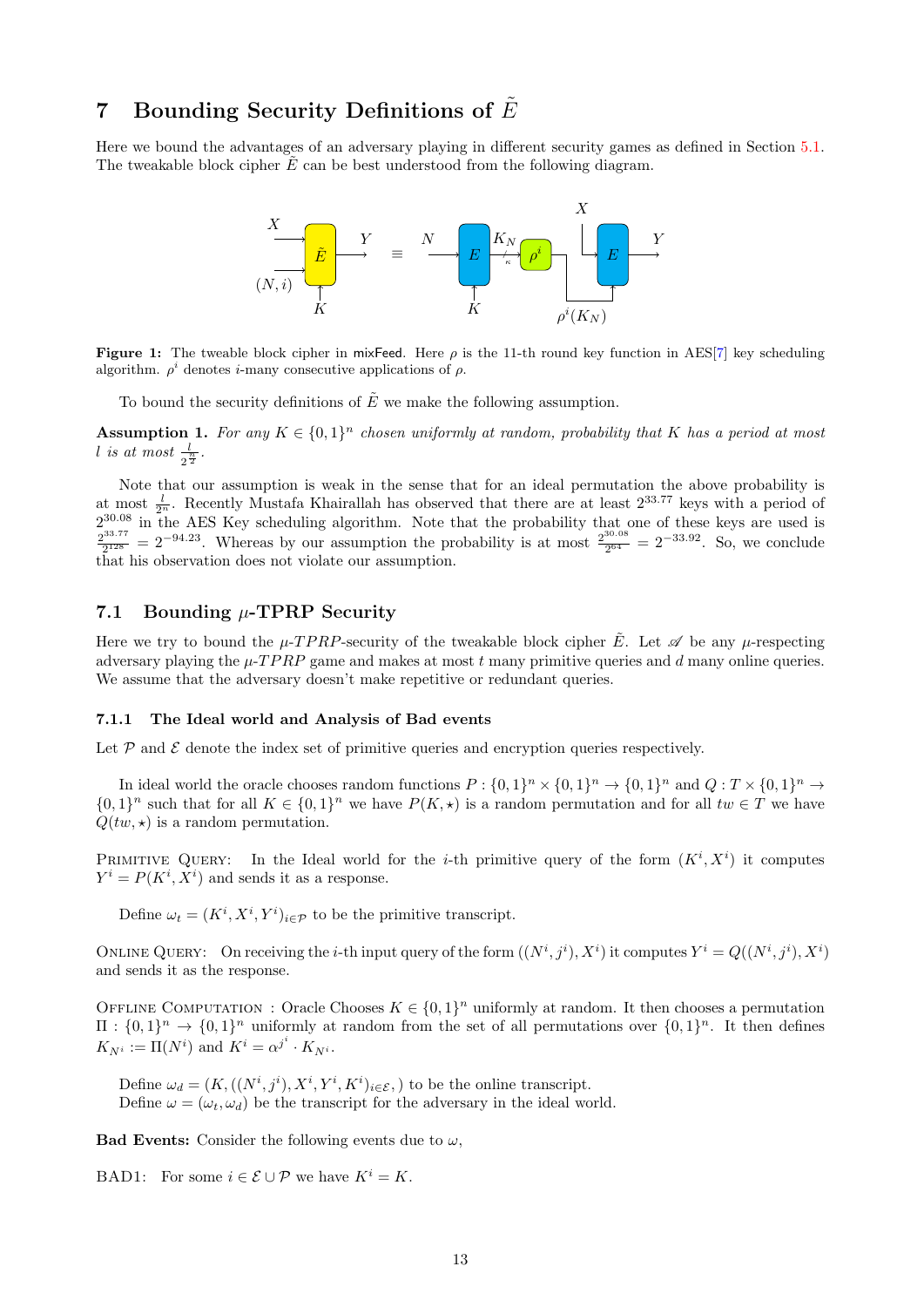# 7 Bounding Security Definitions of $\tilde{E}$

Here we bound the advantages of an adversary playing in different security games as defined in Section 5.1. The tweakable block cipher $\tilde{E}$ can be best understood from the following diagram.

**Figure 1:** The tweable block cipher in mixFeed. Here $\rho$ is the 11-th round key function in AES[7] key scheduling algorithm. $\rho^i$ denotes $i$-many consecutive applications of $\rho$.

To bound the security definitions of $\tilde{E}$ we make the following assumption.

**Assumption 1.** *For any $K \in \{0,1\}^n$ chosen uniformly at random, probability that $K$ has a period at most $l$ is at most $\frac{l}{2^{\frac{n}{2}}}$.*

Note that our assumption is weak in the sense that for an ideal permutation the above probability is at most $\frac{l}{2^n}$. Recently Mustafa Khairallah has observed that there are at least $2^{33.77}$ keys with a period of $2^{30.08}$ in the AES Key scheduling algorithm. Note that the probability that one of these keys are used is $\frac{2^{33.77}}{2^{128}} = 2^{-94.23}$. Whereas by our assumption the probability is at most $\frac{2^{30.08}}{2^{64}} = 2^{-33.92}$. So, we conclude that his observation does not violate our assumption.

## 7.1 Bounding $\mu$-TPRP Security

Here we try to bound the $\mu$-$TPRP$-security of the tweakable block cipher $\tilde{E}$. Let $\mathscr{A}$ be any $\mu$-respecting adversary playing the $\mu$-$TPRP$ game and makes at most $t$ many primitive queries and $d$ many online queries. We assume that the adversary doesn't make repetitive or redundant queries.

### 7.1.1 The Ideal world and Analysis of Bad events

Let $\mathcal{P}$ and $\mathcal{E}$ denote the index set of primitive queries and encryption queries respectively.

In ideal world the oracle chooses random functions $P : \{0,1\}^n \times \{0,1\}^n \to \{0,1\}^n$ and $Q : T \times \{0,1\}^n \to \{0,1\}^n$ such that for all $K \in \{0,1\}^n$ we have $P(K, \star)$ is a random permutation and for all $tw \in T$ we have $Q(tw, \star)$ is a random permutation.

Primitive Query: In the Ideal world for the $i$-th primitive query of the form $(K^i, X^i)$ it computes $Y^i = P(K^i, X^i)$ and sends it as a response.

Define $\omega_t = (K^i, X^i, Y^i)_{i \in \mathcal{P}}$ to be the primitive transcript.

Online Query: On receiving the $i$-th input query of the form $((N^i, j^i), X^i)$ it computes $Y^i = Q((N^i, j^i), X^i)$ and sends it as the response.

Offline Computation : Oracle Chooses $K \in \{0,1\}^n$ uniformly at random. It then chooses a permutation $\Pi : \{0,1\}^n \to \{0,1\}^n$ uniformly at random from the set of all permutations over $\{0,1\}^n$. It then defines $K_{N^i} := \Pi(N^i)$ and $K^i = \alpha^{j^i} \cdot K_{N^i}$.

Define $\omega_d = (K, ((N^i, j^i), X^i, Y^i, K^i)_{i \in \mathcal{E}},)$ to be the online transcript.
Define $\omega = (\omega_t, \omega_d)$ be the transcript for the adversary in the ideal world.

**Bad Events:** Consider the following events due to $\omega$,

BAD1: For some $i \in \mathcal{E} \cup \mathcal{P}$ we have $K^i = K$.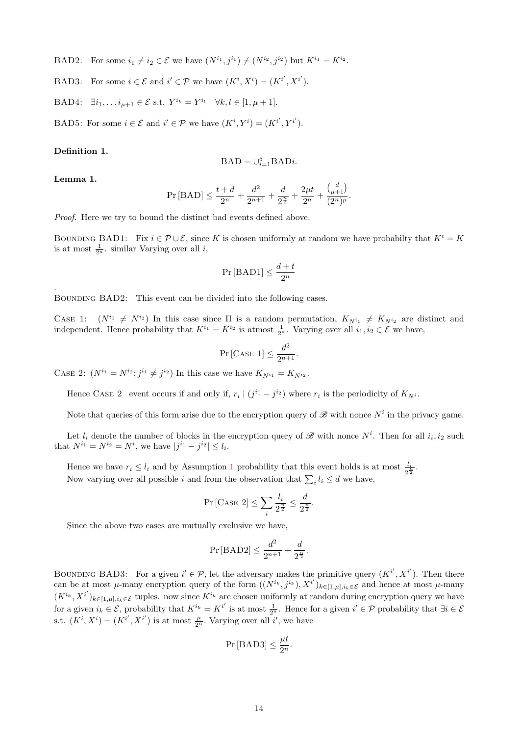BAD2: For some $i_1 \neq i_2 \in \mathcal{E}$ we have $(N^{i_1}, j^{i_1}) \neq (N^{i_2}, j^{i_2})$ but $K^{i_1} = K^{i_2}$.

BAD3: For some $i \in \mathcal{E}$ and $i' \in \mathcal{P}$ we have $(K^i, X^i) = (K^{i'}, X^{i'})$.

BAD4: $\exists i_1, \ldots i_{\mu+1} \in \mathcal{E}$ s.t. $Y^{i_k} = Y^{i_l} \quad \forall k, l \in [1, \mu+1]$.

BAD5: For some $i \in \mathcal{E}$ and $i' \in \mathcal{P}$ we have $(K^i, Y^i) = (K^{i'}, Y^{i'})$.

**Definition 1.**

$$\text{BAD} = \cup_{i=1}^{5} \text{BAD}i.$$

**Lemma 1.**

$$\Pr[\text{BAD}] \leq \frac{t+d}{2^n} + \frac{d^2}{2^{n+1}} + \frac{d}{2^{\frac{n}{2}}} + \frac{2\mu t}{2^n} + \frac{\binom{d}{\mu+1}}{(2^n)^{\mu}}.$$

*Proof.* Here we try to bound the distinct bad events defined above.

BOUNDING BAD1: Fix $i \in \mathcal{P} \cup \mathcal{E}$, since $K$ is chosen uniformly at random we have probabilty that $K^i = K$ is at most $\frac{1}{2^n}$. similar Varying over all $i$,

$$\Pr[\text{BAD1}] \leq \frac{d+t}{2^n}$$

.

BOUNDING BAD2: This event can be divided into the following cases.

CASE 1: $(N^{i_1} \neq N^{i_2})$ In this case since $\Pi$ is a random permutation, $K_{N^{i_1}} \neq K_{N^{i_2}}$ are distinct and independent. Hence probability that $K^{i_1} = K^{i_2}$ is atmost $\frac{1}{2^n}$. Varying over all $i_1, i_2 \in \mathcal{E}$ we have,

$$\Pr[\text{CASE 1}] \leq \frac{d^2}{2^{n+1}}.$$

CASE 2: $(N^{i_1} = N^{i_2}; j^{i_1} \neq j^{i_2})$ In this case we have $K_{N^{i_1}} = K_{N^{i_2}}$.

Hence CASE 2 event occurs if and only if, $r_i \mid (j^{i_1} - j^{i_2})$ where $r_i$ is the periodicity of $K_{N^i}$.

Note that queries of this form arise due to the encryption query of $\mathscr{B}$ with nonce $N^i$ in the privacy game.

Let $l_i$ denote the number of blocks in the encryption query of $\mathscr{B}$ with nonce $N^i$. Then for all $i_i, i_2$ such that $N^{i_1} = N^{i_2} = N^i$, we have $|j^{i_1} - j^{i_2}| \leq l_i$.

Hence we have $r_i \leq l_i$ and by Assumption 1 probability that this event holds is at most $\frac{l_i}{2^{\frac{n}{2}}}$.
Now varying over all possible $i$ and from the observation that $\sum_i l_i \leq d$ we have,

$$\Pr[\text{CASE 2}] \leq \sum_i \frac{l_i}{2^{\frac{n}{2}}} \leq \frac{d}{2^{\frac{n}{2}}}.$$

Since the above two cases are mutually exclusive we have,

$$\Pr[\text{BAD2}] \leq \frac{d^2}{2^{n+1}} + \frac{d}{2^{\frac{n}{2}}}.$$

BOUNDING BAD3: For a given $i' \in \mathcal{P}$, let the adversary makes the primitive query $(K^{i'}, X^{i'})$. Then there can be at most $\mu$-many encryption query of the form $((N^{i_k}, j^{i_k}), X^{i'})_{k \in [1,\mu], i_k \in \mathcal{E}}$ and hence at most $\mu$-many $(K^{i_k}, X^{i'})_{k \in [1,\mu], i_k \in \mathcal{E}}$ tuples. now since $K^{i_k}$ are chosen uniformly at random during encryption query we have for a given $i_k \in \mathcal{E}$, probability that $K^{i_k} = K^{i'}$ is at most $\frac{1}{2^n}$. Hence for a given $i' \in \mathcal{P}$ probability that $\exists i \in \mathcal{E}$ s.t. $(K^i, X^i) = (K^{i'}, X^{i'})$ is at most $\frac{\mu}{2^n}$. Varying over all $i'$, we have

$$\Pr[\text{BAD3}] \leq \frac{\mu t}{2^n}.$$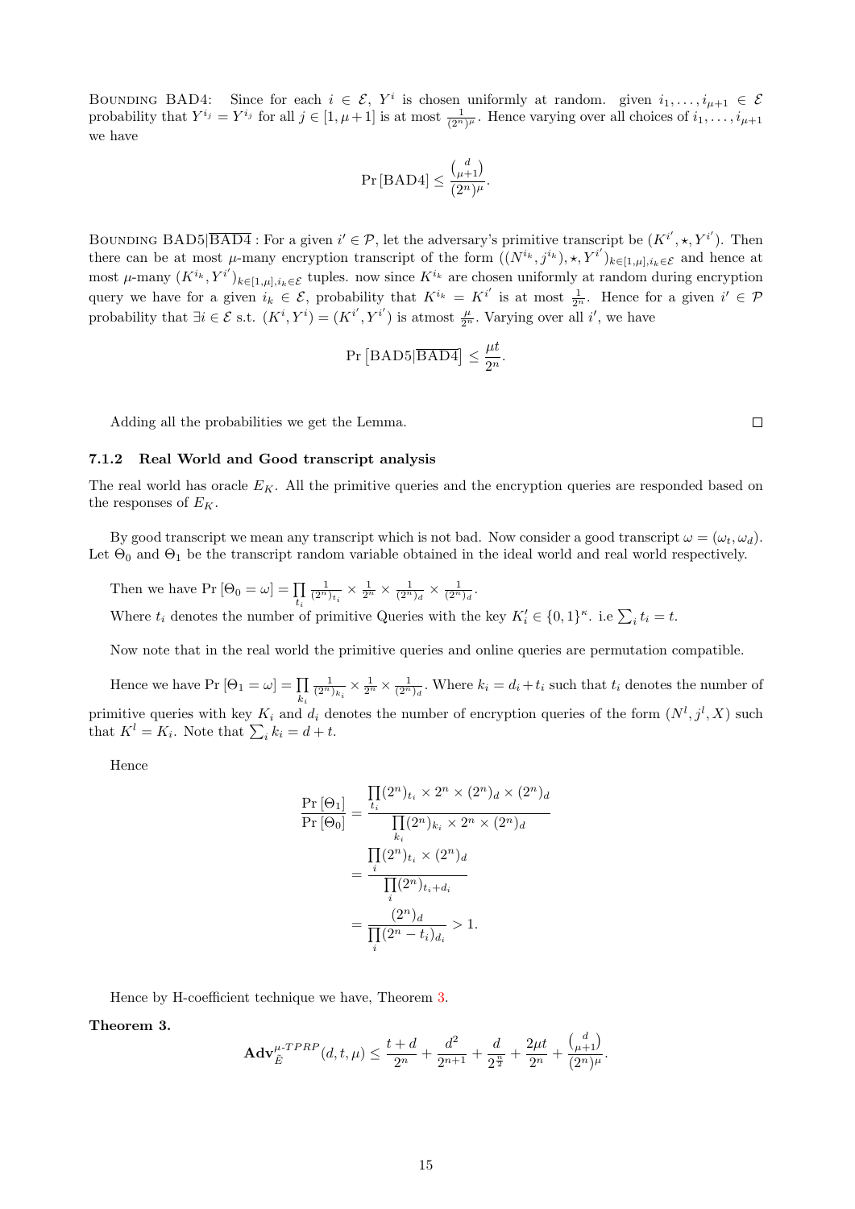Bounding BAD4: Since for each $i \in \mathcal{E}$, $Y^i$ is chosen uniformly at random. given $i_1, \ldots, i_{\mu+1} \in \mathcal{E}$ probability that $Y^{i_j} = Y^{i_j}$ for all $j \in [1, \mu+1]$ is at most $\frac{1}{(2^n)^\mu}$. Hence varying over all choices of $i_1, \ldots, i_{\mu+1}$ we have

$$\Pr[\text{BAD4}] \leq \frac{\binom{d}{\mu+1}}{(2^n)^\mu}.$$

Bounding BAD5$|\overline{\text{BAD4}}$ : For a given $i' \in \mathcal{P}$, let the adversary's primitive transcript be $(K^{i'}, \star, Y^{i'})$. Then there can be at most $\mu$-many encryption transcript of the form $((N^{i_k}, j^{i_k}), \star, Y^{i'})_{k\in[1,\mu], i_k\in\mathcal{E}}$ and hence at most $\mu$-many $(K^{i_k}, Y^{i'})_{k\in[1,\mu], i_k\in\mathcal{E}}$ tuples. now since $K^{i_k}$ are chosen uniformly at random during encryption query we have for a given $i_k \in \mathcal{E}$, probability that $K^{i_k} = K^{i'}$ is at most $\frac{1}{2^n}$. Hence for a given $i' \in \mathcal{P}$ probability that $\exists i \in \mathcal{E}$ s.t. $(K^i, Y^i) = (K^{i'}, Y^{i'})$ is atmost $\frac{\mu}{2^n}$. Varying over all $i'$, we have

$$\Pr\left[\text{BAD5}|\overline{\text{BAD4}}\right] \leq \frac{\mu t}{2^n}.$$

Adding all the probabilities we get the Lemma. □

### 7.1.2 Real World and Good transcript analysis

The real world has oracle $E_K$. All the primitive queries and the encryption queries are responded based on the responses of $E_K$.

By good transcript we mean any transcript which is not bad. Now consider a good transcript $\omega = (\omega_t, \omega_d)$. Let $\Theta_0$ and $\Theta_1$ be the transcript random variable obtained in the ideal world and real world respectively.

Then we have $\Pr[\Theta_0 = \omega] = \prod\limits_{t_i} \frac{1}{(2^n)_{t_i}} \times \frac{1}{2^n} \times \frac{1}{(2^n)_d} \times \frac{1}{(2^n)_d}$.
Where $t_i$ denotes the number of primitive Queries with the key $K_i' \in \{0,1\}^\kappa$. i.e $\sum_i t_i = t$.

Now note that in the real world the primitive queries and online queries are permutation compatible.

Hence we have $\Pr[\Theta_1 = \omega] = \prod\limits_{k_i} \frac{1}{(2^n)_{k_i}} \times \frac{1}{2^n} \times \frac{1}{(2^n)_d}$. Where $k_i = d_i + t_i$ such that $t_i$ denotes the number of primitive queries with key $K_i$ and $d_i$ denotes the number of encryption queries of the form $(N^l, j^l, X)$ such that $K^l = K_i$. Note that $\sum_i k_i = d + t$.

Hence

$$\begin{aligned}
\frac{\Pr[\Theta_1]}{\Pr[\Theta_0]} &= \frac{\prod\limits_{t_i}(2^n)_{t_i} \times 2^n \times (2^n)_d \times (2^n)_d}{\prod\limits_{k_i}(2^n)_{k_i} \times 2^n \times (2^n)_d} \\
&= \frac{\prod\limits_{i}(2^n)_{t_i} \times (2^n)_d}{\prod\limits_{i}(2^n)_{t_i+d_i}} \\
&= \frac{(2^n)_d}{\prod\limits_{i}(2^n - t_i)_{d_i}} > 1.
\end{aligned}$$

Hence by H-coefficient technique we have, Theorem 3.

**Theorem 3.**

$$\mathbf{Adv}_{\tilde{E}}^{\mu\text{-}TPRP}(d, t, \mu) \leq \frac{t+d}{2^n} + \frac{d^2}{2^{n+1}} + \frac{d}{2^{\frac{n}{2}}} + \frac{2\mu t}{2^n} + \frac{\binom{d}{\mu+1}}{(2^n)^\mu}.$$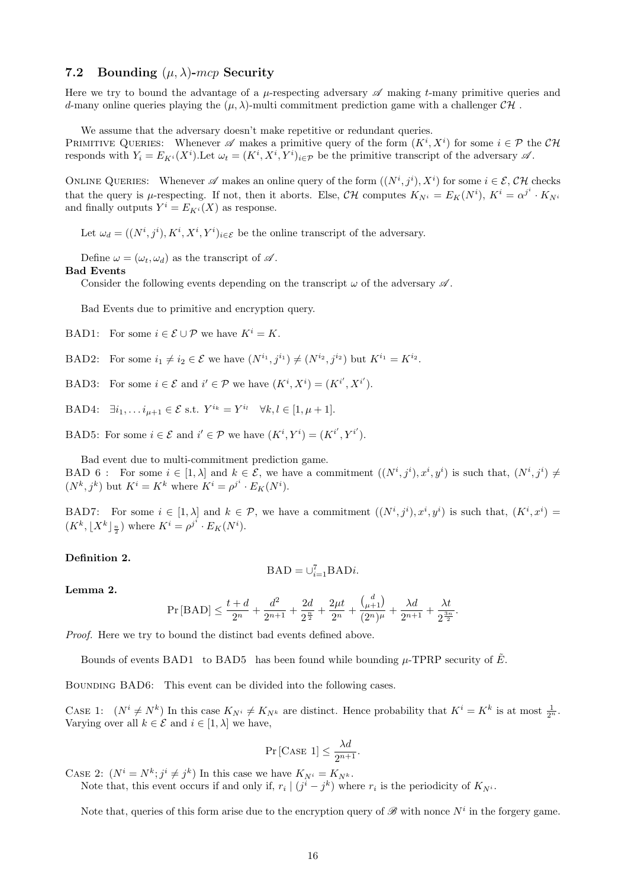### 7.2 Bounding $(\mu, \lambda)$-*mcp* Security

Here we try to bound the advantage of a $\mu$-respecting adversary $\mathscr{A}$ making $t$-many primitive queries and $d$-many online queries playing the $(\mu, \lambda)$-multi commitment prediction game with a challenger $\mathcal{CH}$ .

We assume that the adversary doesn't make repetitive or redundant queries.
Primitive Queries: Whenever $\mathscr{A}$ makes a primitive query of the form $(K^i, X^i)$ for some $i \in \mathcal{P}$ the $\mathcal{CH}$ responds with $Y_i = E_{K^i}(X^i)$.Let $\omega_t = (K^i, X^i, Y^i)_{i \in \mathcal{P}}$ be the primitive transcript of the adversary $\mathscr{A}$.

Online Queries: Whenever $\mathscr{A}$ makes an online query of the form $((N^i, j^i), X^i)$ for some $i \in \mathcal{E}$, $\mathcal{CH}$ checks that the query is $\mu$-respecting. If not, then it aborts. Else, $\mathcal{CH}$ computes $K_{N^i} = E_K(N^i)$, $K^i = \alpha^{j^i} \cdot K_{N^i}$ and finally outputs $Y^i = E_{K^i}(X)$ as response.

Let $\omega_d = ((N^i, j^i), K^i, X^i, Y^i)_{i \in \mathcal{E}}$ be the online transcript of the adversary.

Define $\omega = (\omega_t, \omega_d)$ as the transcript of $\mathscr{A}$.

**Bad Events**

Consider the following events depending on the transcript $\omega$ of the adversary $\mathscr{A}$.

Bad Events due to primitive and encryption query.

BAD1: For some $i \in \mathcal{E} \cup \mathcal{P}$ we have $K^i = K$.

BAD2: For some $i_1 \neq i_2 \in \mathcal{E}$ we have $(N^{i_1}, j^{i_1}) \neq (N^{i_2}, j^{i_2})$ but $K^{i_1} = K^{i_2}$.

BAD3: For some $i \in \mathcal{E}$ and $i' \in \mathcal{P}$ we have $(K^i, X^i) = (K^{i'}, X^{i'})$.

BAD4: $\exists i_1, \ldots i_{\mu+1} \in \mathcal{E}$ s.t. $Y^{i_k} = Y^{i_l} \quad \forall k, l \in [1, \mu + 1]$.

BAD5: For some $i \in \mathcal{E}$ and $i' \in \mathcal{P}$ we have $(K^i, Y^i) = (K^{i'}, Y^{i'})$.

Bad event due to multi-commitment prediction game.
BAD 6 : For some $i \in [1, \lambda]$ and $k \in \mathcal{E}$, we have a commitment $((N^i, j^i), x^i, y^i)$ is such that, $(N^i, j^i) \neq (N^k, j^k)$ but $K^i = K^k$ where $K^i = \rho^{j^i} \cdot E_K(N^i)$.

BAD7: For some $i \in [1, \lambda]$ and $k \in \mathcal{P}$, we have a commitment $((N^i, j^i), x^i, y^i)$ is such that, $(K^i, x^i) = (K^k, \lfloor X^k \rfloor_{\frac{n}{2}})$ where $K^i = \rho^{j^i} \cdot E_K(N^i)$.

**Definition 2.**

$$\text{BAD} = \cup_{i=1}^{7} \text{BAD}i.$$

**Lemma 2.**

$$\Pr[\text{BAD}] \leq \frac{t+d}{2^n} + \frac{d^2}{2^{n+1}} + \frac{2d}{2^{\frac{n}{2}}} + \frac{2\mu t}{2^n} + \frac{\binom{d}{\mu+1}}{(2^n)^\mu} + \frac{\lambda d}{2^{n+1}} + \frac{\lambda t}{2^{\frac{3n}{2}}}.$$

*Proof.* Here we try to bound the distinct bad events defined above.

Bounds of events BAD1 to BAD5 has been found while bounding $\mu$-TPRP security of $\tilde{E}$.

Bounding BAD6: This event can be divided into the following cases.

Case 1: $(N^i \neq N^k)$ In this case $K_{N^i} \neq K_{N^k}$ are distinct. Hence probability that $K^i = K^k$ is at most $\frac{1}{2^n}$. Varying over all $k \in \mathcal{E}$ and $i \in [1, \lambda]$ we have,

$$\Pr[\text{Case 1}] \leq \frac{\lambda d}{2^{n+1}}.$$

Case 2: $(N^i = N^k; j^i \neq j^k)$ In this case we have $K_{N^i} = K_{N^k}$.
Note that, this event occurs if and only if, $r_i \mid (j^i - j^k)$ where $r_i$ is the periodicity of $K_{N^i}$.

Note that, queries of this form arise due to the encryption query of $\mathscr{B}$ with nonce $N^i$ in the forgery game.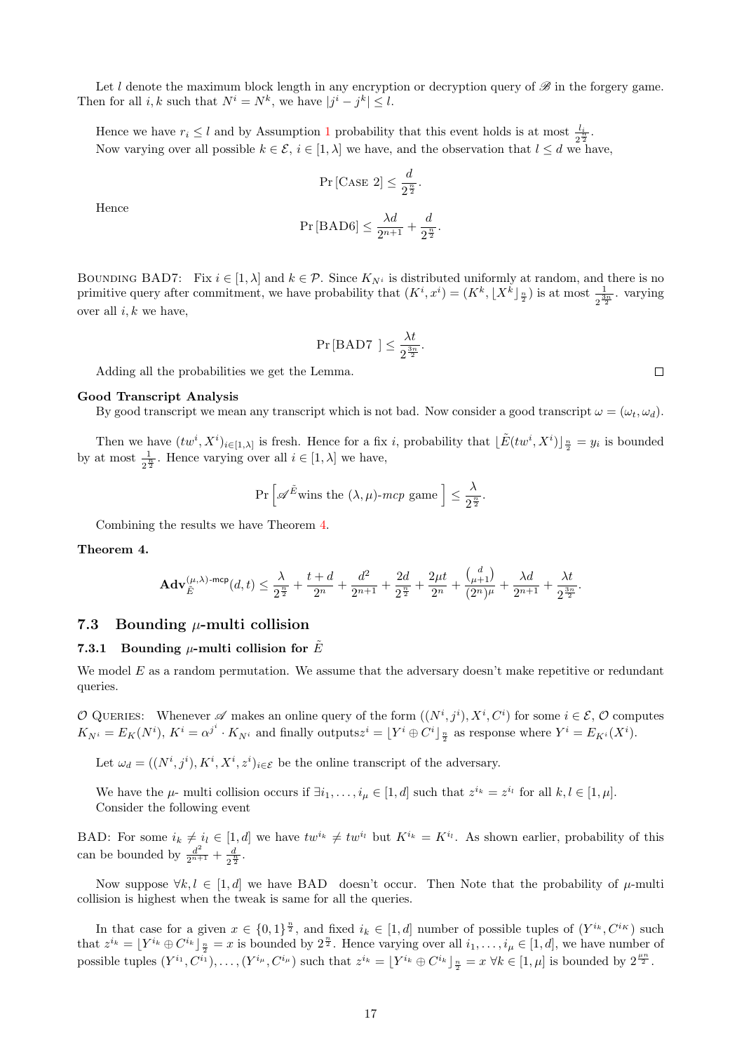Let $l$ denote the maximum block length in any encryption or decryption query of $\mathscr{B}$ in the forgery game. Then for all $i, k$ such that $N^i = N^k$, we have $|j^i - j^k| \le l$.

Hence we have $r_i \le l$ and by Assumption 1 probability that this event holds is at most $\frac{l_i}{2^{\frac{n}{2}}}$. Now varying over all possible $k \in \mathcal{E}$, $i \in [1, \lambda]$ we have, and the observation that $l \le d$ we have,

$$\Pr[\text{Case } 2] \le \frac{d}{2^{\frac{n}{2}}}.$$

Hence

$$\Pr[\text{BAD6}] \le \frac{\lambda d}{2^{n+1}} + \frac{d}{2^{\frac{n}{2}}}.$$

Bounding BAD7: Fix $i \in [1, \lambda]$ and $k \in \mathcal{P}$. Since $K_{N^i}$ is distributed uniformly at random, and there is no primitive query after commitment, we have probability that $(K^i, x^i) = (K^k, \lfloor X^k \rfloor_{\frac{n}{2}})$ is at most $\frac{1}{2^{\frac{3n}{2}}}$. varying over all $i, k$ we have,

$$\Pr[\text{BAD7 }] \le \frac{\lambda t}{2^{\frac{3n}{2}}}.$$

Adding all the probabilities we get the Lemma. □

**Good Transcript Analysis**

By good transcript we mean any transcript which is not bad. Now consider a good transcript $\omega = (\omega_t, \omega_d)$.

Then we have $(tw^i, X^i)_{i \in [1, \lambda]}$ is fresh. Hence for a fix $i$, probability that $\lfloor \tilde{E}(tw^i, X^i) \rfloor_{\frac{n}{2}} = y_i$ is bounded by at most $\frac{1}{2^{\frac{n}{2}}}$. Hence varying over all $i \in [1, \lambda]$ we have,

$$\Pr\left[\mathscr{A}^{\tilde{E}} \text{wins the } (\lambda, \mu)\text{-}mcp \text{ game }\right] \le \frac{\lambda}{2^{\frac{n}{2}}}.$$

Combining the results we have Theorem 4.

**Theorem 4.**

$$\mathbf{Adv}_{\tilde{E}}^{(\mu,\lambda)\text{-mcp}}(d, t) \le \frac{\lambda}{2^{\frac{n}{2}}} + \frac{t+d}{2^n} + \frac{d^2}{2^{n+1}} + \frac{2d}{2^{\frac{n}{2}}} + \frac{2\mu t}{2^n} + \frac{\binom{d}{\mu+1}}{(2^n)^\mu} + \frac{\lambda d}{2^{n+1}} + \frac{\lambda t}{2^{\frac{3n}{2}}}.$$

## 7.3 Bounding $\mu$-multi collision

### 7.3.1 Bounding $\mu$-multi collision for $\tilde{E}$

We model $E$ as a random permutation. We assume that the adversary doesn't make repetitive or redundant queries.

$\mathcal{O}$ Queries: Whenever $\mathscr{A}$ makes an online query of the form $((N^i, j^i), X^i, C^i)$ for some $i \in \mathcal{E}$, $\mathcal{O}$ computes $K_{N^i} = E_K(N^i)$, $K^i = \alpha^{j^i} \cdot K_{N^i}$ and finally outputs$z^i = \lfloor Y^i \oplus C^i \rfloor_{\frac{n}{2}}$ as response where $Y^i = E_{K^i}(X^i)$.

Let $\omega_d = ((N^i, j^i), K^i, X^i, z^i)_{i \in \mathcal{E}}$ be the online transcript of the adversary.

We have the $\mu$- multi collision occurs if $\exists i_1, \ldots, i_\mu \in [1, d]$ such that $z^{i_k} = z^{i_l}$ for all $k, l \in [1, \mu]$. Consider the following event

BAD: For some $i_k \ne i_l \in [1, d]$ we have $tw^{i_k} \ne tw^{i_l}$ but $K^{i_k} = K^{i_l}$. As shown earlier, probability of this can be bounded by $\frac{d^2}{2^{n+1}} + \frac{d}{2^{\frac{n}{2}}}$.

Now suppose $\forall k, l \in [1, d]$ we have BAD doesn't occur. Then Note that the probability of $\mu$-multi collision is highest when the tweak is same for all the queries.

In that case for a given $x \in \{0,1\}^{\frac{n}{2}}$, and fixed $i_k \in [1, d]$ number of possible tuples of $(Y^{i_k}, C^{i_K})$ such that $z^{i_k} = \lfloor Y^{i_k} \oplus C^{i_k} \rfloor_{\frac{n}{2}} = x$ is bounded by $2^{\frac{n}{2}}$. Hence varying over all $i_1, \ldots, i_\mu \in [1, d]$, we have number of possible tuples $(Y^{i_1}, C^{i_1}), \ldots, (Y^{i_\mu}, C^{i_\mu})$ such that $z^{i_k} = \lfloor Y^{i_k} \oplus C^{i_k} \rfloor_{\frac{n}{2}} = x \; \forall k \in [1, \mu]$ is bounded by $2^{\frac{\mu n}{2}}$.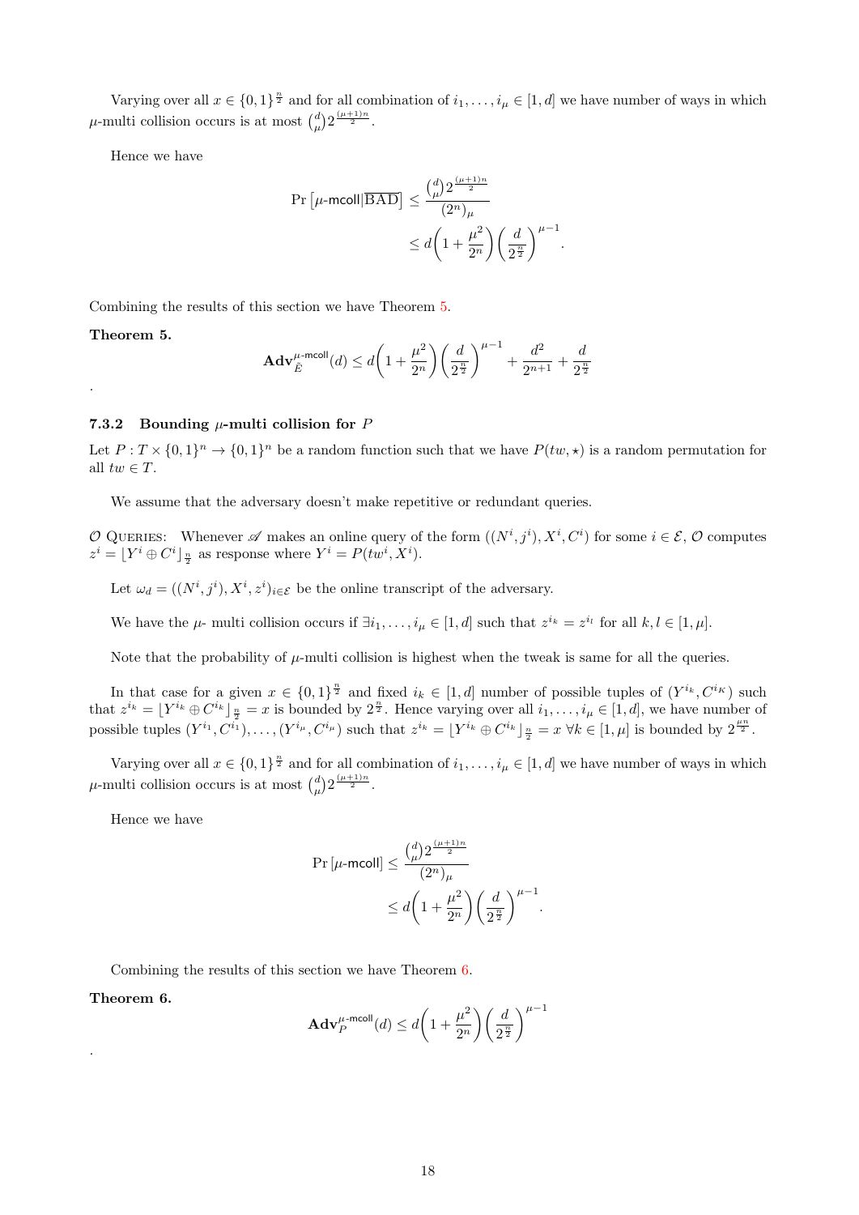Varying over all $x \in \{0,1\}^{\frac{n}{2}}$ and for all combination of $i_1, \ldots, i_\mu \in [1,d]$ we have number of ways in which $\mu$-multi collision occurs is at most $\binom{d}{\mu} 2^{\frac{(\mu+1)n}{2}}$.

Hence we have

$$\Pr\left[\mu\text{-mcoll}|\overline{\text{BAD}}\right] \leq \frac{\binom{d}{\mu} 2^{\frac{(\mu+1)n}{2}}}{(2^n)_\mu} \leq d\left(1 + \frac{\mu^2}{2^n}\right)\left(\frac{d}{2^{\frac{n}{2}}}\right)^{\mu-1}.$$

Combining the results of this section we have Theorem 5.

**Theorem 5.**

$$\mathbf{Adv}_{\tilde{E}}^{\mu\text{-mcoll}}(d) \leq d\left(1 + \frac{\mu^2}{2^n}\right)\left(\frac{d}{2^{\frac{n}{2}}}\right)^{\mu-1} + \frac{d^2}{2^{n+1}} + \frac{d}{2^{\frac{n}{2}}}$$

.

### 7.3.2 Bounding $\mu$-multi collision for $P$

Let $P : T \times \{0,1\}^n \to \{0,1\}^n$ be a random function such that we have $P(tw, \star)$ is a random permutation for all $tw \in T$.

We assume that the adversary doesn't make repetitive or redundant queries.

$\mathcal{O}$ Queries: Whenever $\mathscr{A}$ makes an online query of the form $((N^i, j^i), X^i, C^i)$ for some $i \in \mathcal{E}$, $\mathcal{O}$ computes $z^i = \lfloor Y^i \oplus C^i \rfloor_{\frac{n}{2}}$ as response where $Y^i = P(tw^i, X^i)$.

Let $\omega_d = ((N^i, j^i), X^i, z^i)_{i \in \mathcal{E}}$ be the online transcript of the adversary.

We have the $\mu$- multi collision occurs if $\exists i_1, \ldots, i_\mu \in [1,d]$ such that $z^{i_k} = z^{i_l}$ for all $k, l \in [1,\mu]$.

Note that the probability of $\mu$-multi collision is highest when the tweak is same for all the queries.

In that case for a given $x \in \{0,1\}^{\frac{n}{2}}$ and fixed $i_k \in [1,d]$ number of possible tuples of $(Y^{i_k}, C^{i_K})$ such that $z^{i_k} = \lfloor Y^{i_k} \oplus C^{i_k} \rfloor_{\frac{n}{2}} = x$ is bounded by $2^{\frac{n}{2}}$. Hence varying over all $i_1, \ldots, i_\mu \in [1,d]$, we have number of possible tuples $(Y^{i_1}, C^{i_1}), \ldots, (Y^{i_\mu}, C^{i_\mu})$ such that $z^{i_k} = \lfloor Y^{i_k} \oplus C^{i_k} \rfloor_{\frac{n}{2}} = x \ \forall k \in [1,\mu]$ is bounded by $2^{\frac{\mu n}{2}}$.

Varying over all $x \in \{0,1\}^{\frac{n}{2}}$ and for all combination of $i_1, \ldots, i_\mu \in [1,d]$ we have number of ways in which $\mu$-multi collision occurs is at most $\binom{d}{\mu} 2^{\frac{(\mu+1)n}{2}}$.

Hence we have

$$\Pr\left[\mu\text{-mcoll}\right] \leq \frac{\binom{d}{\mu} 2^{\frac{(\mu+1)n}{2}}}{(2^n)_\mu} \leq d\left(1 + \frac{\mu^2}{2^n}\right)\left(\frac{d}{2^{\frac{n}{2}}}\right)^{\mu-1}.$$

Combining the results of this section we have Theorem 6.

**Theorem 6.**

$$\mathbf{Adv}_{P}^{\mu\text{-mcoll}}(d) \leq d\left(1 + \frac{\mu^2}{2^n}\right)\left(\frac{d}{2^{\frac{n}{2}}}\right)^{\mu-1}$$

.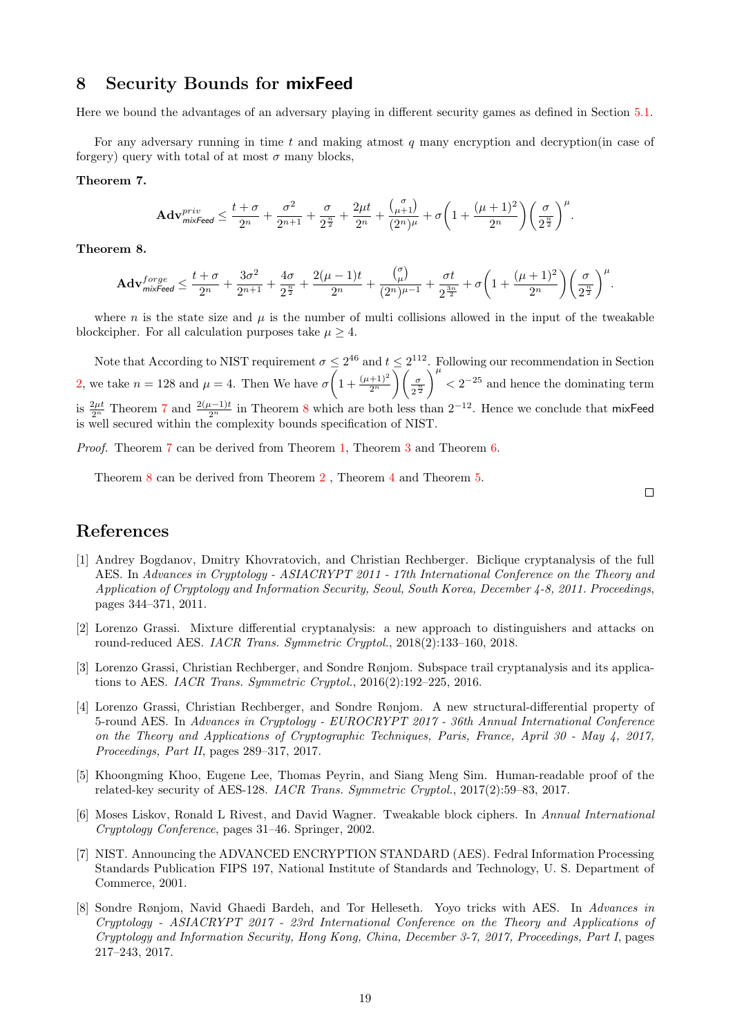## 8 Security Bounds for mixFeed

Here we bound the advantages of an adversary playing in different security games as defined in Section 5.1.

For any adversary running in time $t$ and making atmost $q$ many encryption and decryption(in case of forgery) query with total of at most $\sigma$ many blocks,

**Theorem 7.**

$$\mathbf{Adv}^{priv}_{\mathsf{mixFeed}} \leq \frac{t+\sigma}{2^n} + \frac{\sigma^2}{2^{n+1}} + \frac{\sigma}{2^{\frac{n}{2}}} + \frac{2\mu t}{2^n} + \frac{\binom{\sigma}{\mu+1}}{(2^n)^\mu} + \sigma\left(1 + \frac{(\mu+1)^2}{2^n}\right)\left(\frac{\sigma}{2^{\frac{n}{2}}}\right)^\mu.$$

**Theorem 8.**

$$\mathbf{Adv}^{forge}_{\mathsf{mixFeed}} \leq \frac{t+\sigma}{2^n} + \frac{3\sigma^2}{2^{n+1}} + \frac{4\sigma}{2^{\frac{n}{2}}} + \frac{2(\mu-1)t}{2^n} + \frac{\binom{\sigma}{\mu}}{(2^n)^{\mu-1}} + \frac{\sigma t}{2^{\frac{3n}{2}}} + \sigma\left(1 + \frac{(\mu+1)^2}{2^n}\right)\left(\frac{\sigma}{2^{\frac{n}{2}}}\right)^\mu.$$

where $n$ is the state size and $\mu$ is the number of multi collisions allowed in the input of the tweakable blockcipher. For all calculation purposes take $\mu \geq 4$.

Note that According to NIST requirement $\sigma \leq 2^{46}$ and $t \leq 2^{112}$. Following our recommendation in Section 2, we take $n = 128$ and $\mu = 4$. Then We have $\sigma\left(1 + \frac{(\mu+1)^2}{2^n}\right)\left(\frac{\sigma}{2^{\frac{n}{2}}}\right)^\mu < 2^{-25}$ and hence the dominating term is $\frac{2\mu t}{2^n}$ Theorem 7 and $\frac{2(\mu-1)t}{2^n}$ in Theorem 8 which are both less than $2^{-12}$. Hence we conclude that mixFeed is well secured within the complexity bounds specification of NIST.

*Proof.* Theorem 7 can be derived from Theorem 1, Theorem 3 and Theorem 6.

Theorem 8 can be derived from Theorem 2 , Theorem 4 and Theorem 5. □

## References

[1] Andrey Bogdanov, Dmitry Khovratovich, and Christian Rechberger. Biclique cryptanalysis of the full AES. In *Advances in Cryptology - ASIACRYPT 2011 - 17th International Conference on the Theory and Application of Cryptology and Information Security, Seoul, South Korea, December 4-8, 2011. Proceedings*, pages 344–371, 2011.

[2] Lorenzo Grassi. Mixture differential cryptanalysis: a new approach to distinguishers and attacks on round-reduced AES. *IACR Trans. Symmetric Cryptol.*, 2018(2):133–160, 2018.

[3] Lorenzo Grassi, Christian Rechberger, and Sondre Rønjom. Subspace trail cryptanalysis and its applications to AES. *IACR Trans. Symmetric Cryptol.*, 2016(2):192–225, 2016.

[4] Lorenzo Grassi, Christian Rechberger, and Sondre Rønjom. A new structural-differential property of 5-round AES. In *Advances in Cryptology - EUROCRYPT 2017 - 36th Annual International Conference on the Theory and Applications of Cryptographic Techniques, Paris, France, April 30 - May 4, 2017, Proceedings, Part II*, pages 289–317, 2017.

[5] Khoongming Khoo, Eugene Lee, Thomas Peyrin, and Siang Meng Sim. Human-readable proof of the related-key security of AES-128. *IACR Trans. Symmetric Cryptol.*, 2017(2):59–83, 2017.

[6] Moses Liskov, Ronald L Rivest, and David Wagner. Tweakable block ciphers. In *Annual International Cryptology Conference*, pages 31–46. Springer, 2002.

[7] NIST. Announcing the ADVANCED ENCRYPTION STANDARD (AES). Fedral Information Processing Standards Publication FIPS 197, National Institute of Standards and Technology, U. S. Department of Commerce, 2001.

[8] Sondre Rønjom, Navid Ghaedi Bardeh, and Tor Helleseth. Yoyo tricks with AES. In *Advances in Cryptology - ASIACRYPT 2017 - 23rd International Conference on the Theory and Applications of Cryptology and Information Security, Hong Kong, China, December 3-7, 2017, Proceedings, Part I*, pages 217–243, 2017.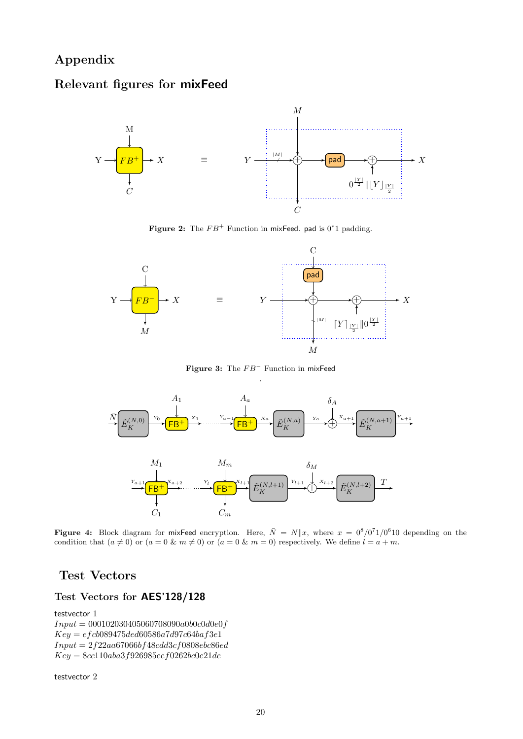# Appendix

## Relevant figures for mixFeed

**Figure 2:** The $FB^+$ Function in mixFeed. pad is $0^*1$ padding.

**Figure 3:** The $FB^-$ Function in mixFeed

**Figure 4:** Block diagram for mixFeed encryption. Here, $\bar{N} = N\|x$, where $x = 0^8/0^7 1/0^6 10$ depending on the condition that $(a \neq 0)$ or $(a = 0$ & $m \neq 0)$ or $(a = 0$ & $m = 0)$ respectively. We define $l = a + m$.

# Test Vectors

## Test Vectors for AES'128/128

testvector 1

$Input = 000102030405060708090a0b0c0d0e0f$

$Key = efcb089475ded60586a7d97c64baf3e1$

$Input = 2f22aa67066bf48cdd3cf0808ebc86ed$

$Key = 8cc110aba3f926985eef0262bc0e21dc$

testvector 2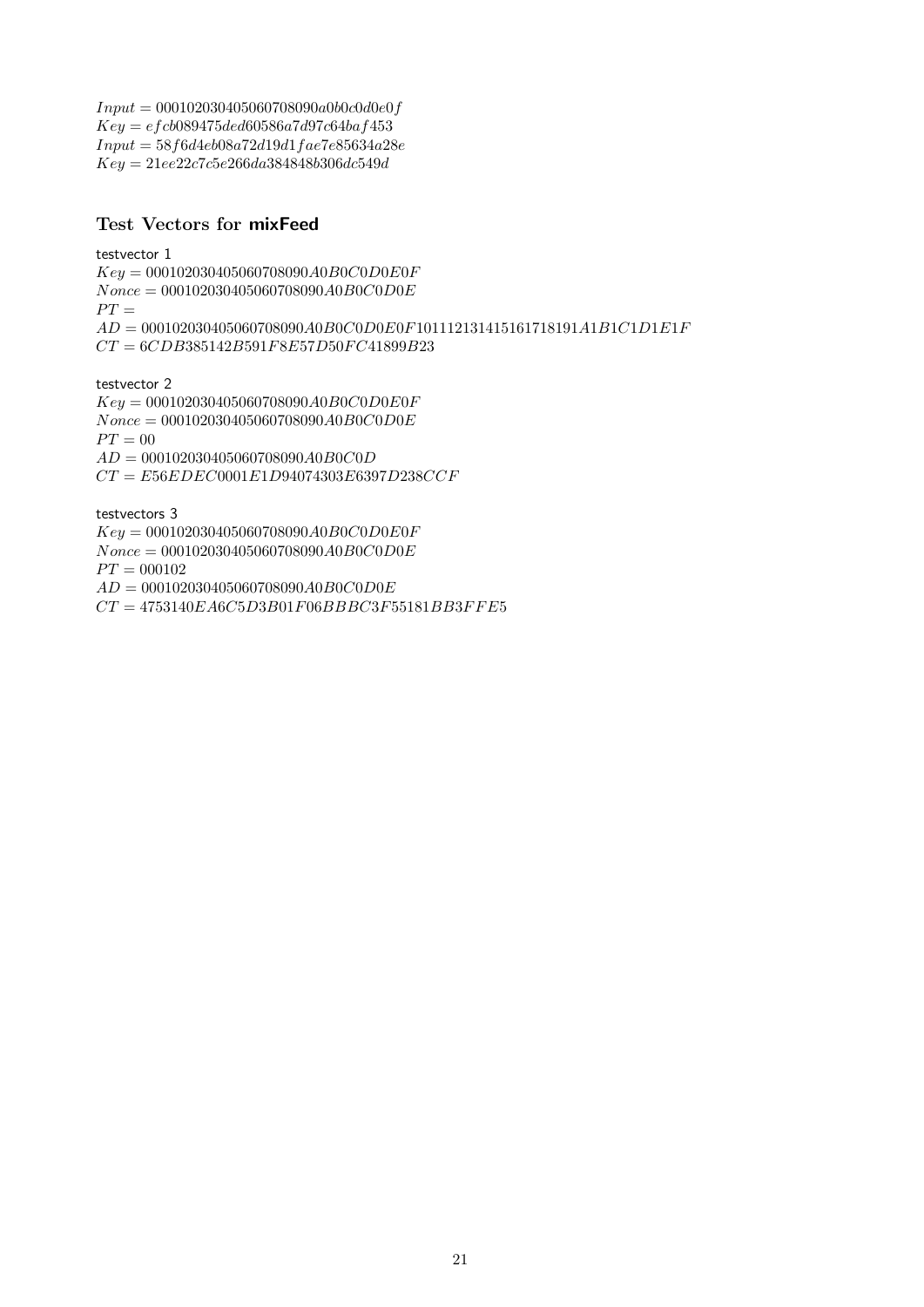$Input = 000102030405060708090a0b0c0d0e0f$
$Key = efcb089475ded60586a7d97c64baf453$
$Input = 58f6d4eb08a72d19d1fae7e85634a28e$
$Key = 21ee22c7c5e266da384848b306dc549d$

### Test Vectors for **mixFeed**

testvector 1
$Key = 000102030405060708090A0B0C0D0E0F$
$Nonce = 000102030405060708090A0B0C0D0E$
$PT =$
$AD = 000102030405060708090A0B0C0D0E0F101112131415161718191A1B1C1D1E1F$
$CT = 6CDB385142B591F8E57D50FC41899B23$

testvector 2
$Key = 000102030405060708090A0B0C0D0E0F$
$Nonce = 000102030405060708090A0B0C0D0E$
$PT = 00$
$AD = 000102030405060708090A0B0C0D$
$CT = E56EDEC0001E1D94074303E6397D238CCF$

testvectors 3
$Key = 000102030405060708090A0B0C0D0E0F$
$Nonce = 000102030405060708090A0B0C0D0E$
$PT = 000102$
$AD = 000102030405060708090A0B0C0D0E$
$CT = 4753140EA6C5D3B01F06BBBC3F55181BB3FFE5$